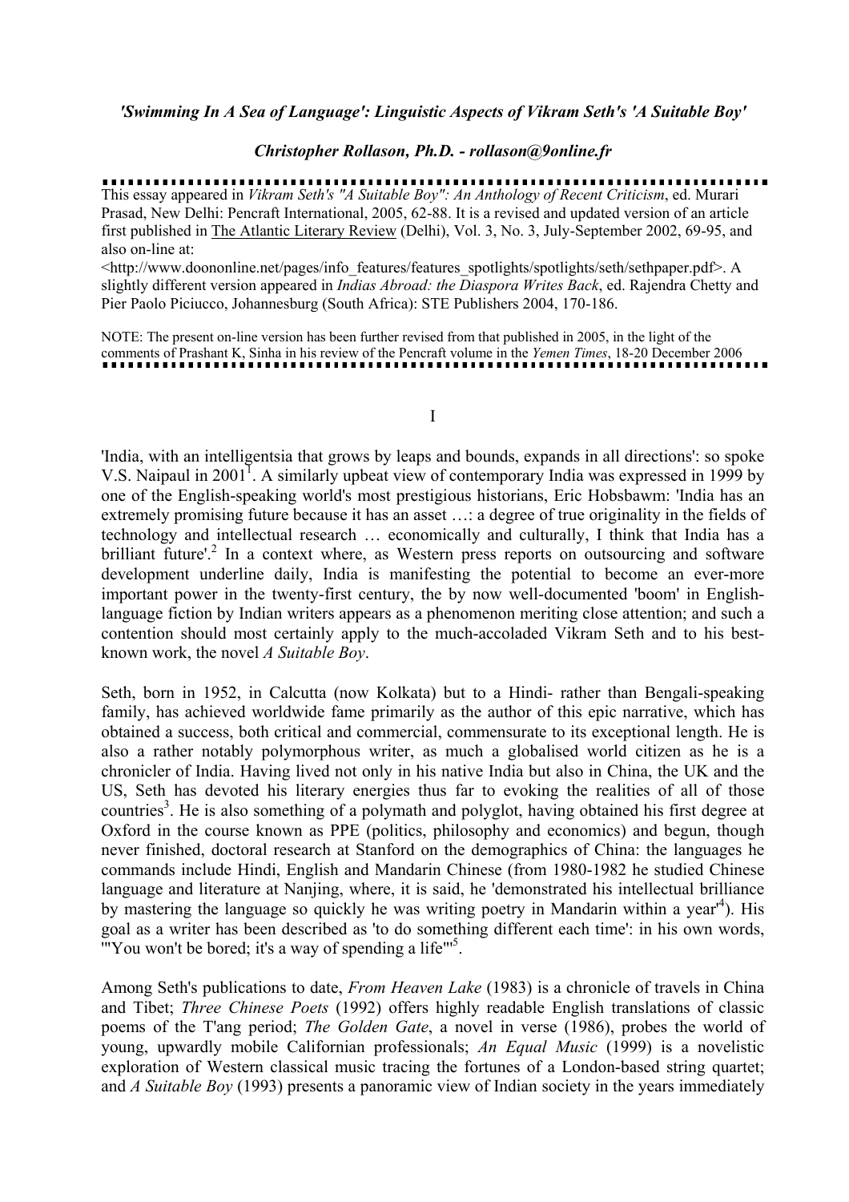***'Swimming In A Sea of Language': Linguistic Aspects of Vikram Seth's 'A Suitable Boy'***

***Christopher Rollason, Ph.D. - rollason@9online.fr***

---

This essay appeared in *Vikram Seth's "A Suitable Boy": An Anthology of Recent Criticism*, ed. Murari Prasad, New Delhi: Pencraft International, 2005, 62-88. It is a revised and updated version of an article first published in The Atlantic Literary Review (Delhi), Vol. 3, No. 3, July-September 2002, 69-95, and also on-line at: <http://www.doononline.net/pages/info_features/features_spotlights/spotlights/seth/sethpaper.pdf>. A slightly different version appeared in *Indias Abroad: the Diaspora Writes Back*, ed. Rajendra Chetty and Pier Paolo Piciucco, Johannesburg (South Africa): STE Publishers 2004, 170-186.

NOTE: The present on-line version has been further revised from that published in 2005, in the light of the comments of Prashant K, Sinha in his review of the Pencraft volume in the *Yemen Times*, 18-20 December 2006

---

I

'India, with an intelligentsia that grows by leaps and bounds, expands in all directions': so spoke V.S. Naipaul in 2001[1]. A similarly upbeat view of contemporary India was expressed in 1999 by one of the English-speaking world's most prestigious historians, Eric Hobsbawm: 'India has an extremely promising future because it has an asset …: a degree of true originality in the fields of technology and intellectual research … economically and culturally, I think that India has a brilliant future'.[2] In a context where, as Western press reports on outsourcing and software development underline daily, India is manifesting the potential to become an ever-more important power in the twenty-first century, the by now well-documented 'boom' in English-language fiction by Indian writers appears as a phenomenon meriting close attention; and such a contention should most certainly apply to the much-accoladed Vikram Seth and to his best-known work, the novel *A Suitable Boy*.

Seth, born in 1952, in Calcutta (now Kolkata) but to a Hindi- rather than Bengali-speaking family, has achieved worldwide fame primarily as the author of this epic narrative, which has obtained a success, both critical and commercial, commensurate to its exceptional length. He is also a rather notably polymorphous writer, as much a globalised world citizen as he is a chronicler of India. Having lived not only in his native India but also in China, the UK and the US, Seth has devoted his literary energies thus far to evoking the realities of all of those countries[3]. He is also something of a polymath and polyglot, having obtained his first degree at Oxford in the course known as PPE (politics, philosophy and economics) and begun, though never finished, doctoral research at Stanford on the demographics of China: the languages he commands include Hindi, English and Mandarin Chinese (from 1980-1982 he studied Chinese language and literature at Nanjing, where, it is said, he 'demonstrated his intellectual brilliance by mastering the language so quickly he was writing poetry in Mandarin within a year'[4]). His goal as a writer has been described as 'to do something different each time': in his own words, '"You won't be bored; it's a way of spending a life"'[5].

Among Seth's publications to date, *From Heaven Lake* (1983) is a chronicle of travels in China and Tibet; *Three Chinese Poets* (1992) offers highly readable English translations of classic poems of the T'ang period; *The Golden Gate*, a novel in verse (1986), probes the world of young, upwardly mobile Californian professionals; *An Equal Music* (1999) is a novelistic exploration of Western classical music tracing the fortunes of a London-based string quartet; and *A Suitable Boy* (1993) presents a panoramic view of Indian society in the years immediately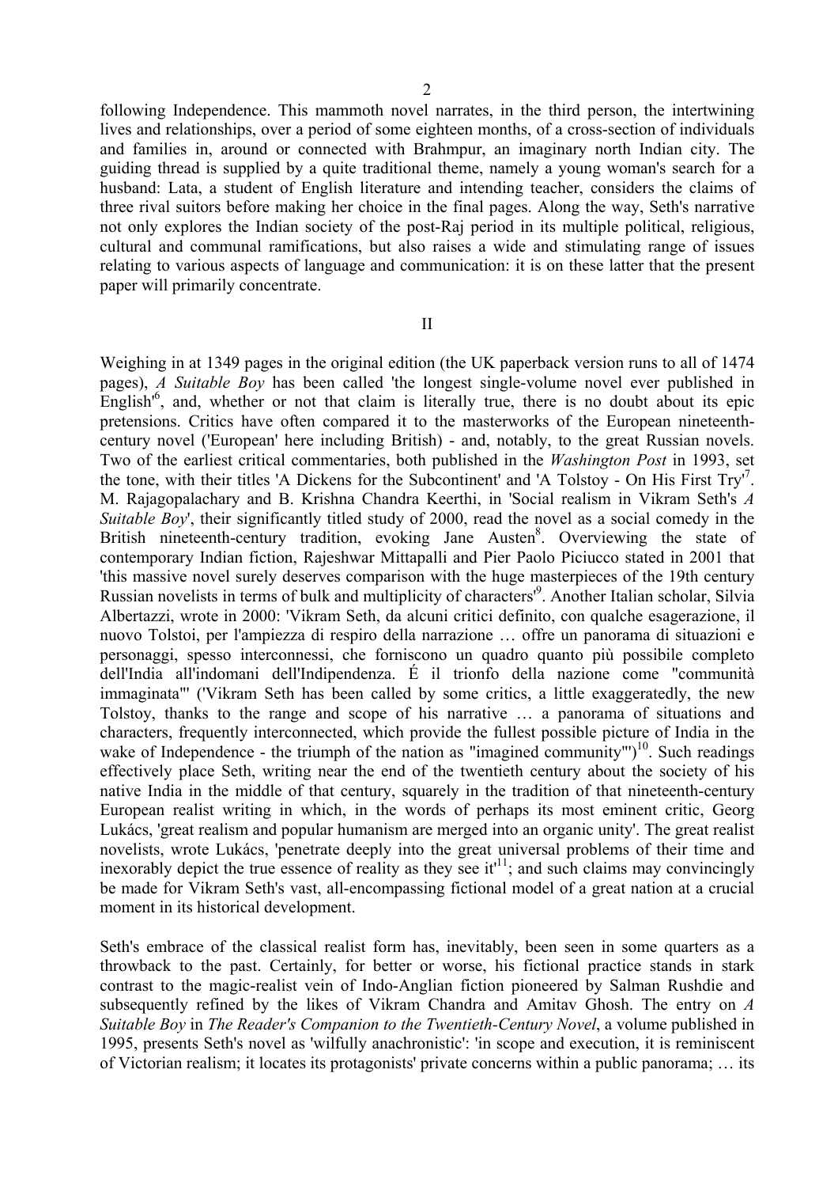following Independence. This mammoth novel narrates, in the third person, the intertwining lives and relationships, over a period of some eighteen months, of a cross-section of individuals and families in, around or connected with Brahmpur, an imaginary north Indian city. The guiding thread is supplied by a quite traditional theme, namely a young woman's search for a husband: Lata, a student of English literature and intending teacher, considers the claims of three rival suitors before making her choice in the final pages. Along the way, Seth's narrative not only explores the Indian society of the post-Raj period in its multiple political, religious, cultural and communal ramifications, but also raises a wide and stimulating range of issues relating to various aspects of language and communication: it is on these latter that the present paper will primarily concentrate.

## II

Weighing in at 1349 pages in the original edition (the UK paperback version runs to all of 1474 pages), *A Suitable Boy* has been called 'the longest single-volume novel ever published in English'[6], and, whether or not that claim is literally true, there is no doubt about its epic pretensions. Critics have often compared it to the masterworks of the European nineteenth-century novel ('European' here including British) - and, notably, to the great Russian novels. Two of the earliest critical commentaries, both published in the *Washington Post* in 1993, set the tone, with their titles 'A Dickens for the Subcontinent' and 'A Tolstoy - On His First Try'[7]. M. Rajagopalachary and B. Krishna Chandra Keerthi, in 'Social realism in Vikram Seth's *A Suitable Boy*', their significantly titled study of 2000, read the novel as a social comedy in the British nineteenth-century tradition, evoking Jane Austen[8]. Overviewing the state of contemporary Indian fiction, Rajeshwar Mittapalli and Pier Paolo Piciucco stated in 2001 that 'this massive novel surely deserves comparison with the huge masterpieces of the 19th century Russian novelists in terms of bulk and multiplicity of characters'[9]. Another Italian scholar, Silvia Albertazzi, wrote in 2000: 'Vikram Seth, da alcuni critici definito, con qualche esagerazione, il nuovo Tolstoi, per l'ampiezza di respiro della narrazione … offre un panorama di situazioni e personaggi, spesso interconnessi, che forniscono un quadro quanto più possibile completo dell'India all'indomani dell'Indipendenza. É il trionfo della nazione come "communità immaginata"' ('Vikram Seth has been called by some critics, a little exaggeratedly, the new Tolstoy, thanks to the range and scope of his narrative … a panorama of situations and characters, frequently interconnected, which provide the fullest possible picture of India in the wake of Independence - the triumph of the nation as "imagined community"')[10]. Such readings effectively place Seth, writing near the end of the twentieth century about the society of his native India in the middle of that century, squarely in the tradition of that nineteenth-century European realist writing in which, in the words of perhaps its most eminent critic, Georg Lukács, 'great realism and popular humanism are merged into an organic unity'. The great realist novelists, wrote Lukács, 'penetrate deeply into the great universal problems of their time and inexorably depict the true essence of reality as they see it'[11]; and such claims may convincingly be made for Vikram Seth's vast, all-encompassing fictional model of a great nation at a crucial moment in its historical development.

Seth's embrace of the classical realist form has, inevitably, been seen in some quarters as a throwback to the past. Certainly, for better or worse, his fictional practice stands in stark contrast to the magic-realist vein of Indo-Anglian fiction pioneered by Salman Rushdie and subsequently refined by the likes of Vikram Chandra and Amitav Ghosh. The entry on *A Suitable Boy* in *The Reader's Companion to the Twentieth-Century Novel*, a volume published in 1995, presents Seth's novel as 'wilfully anachronistic': 'in scope and execution, it is reminiscent of Victorian realism; it locates its protagonists' private concerns within a public panorama; … its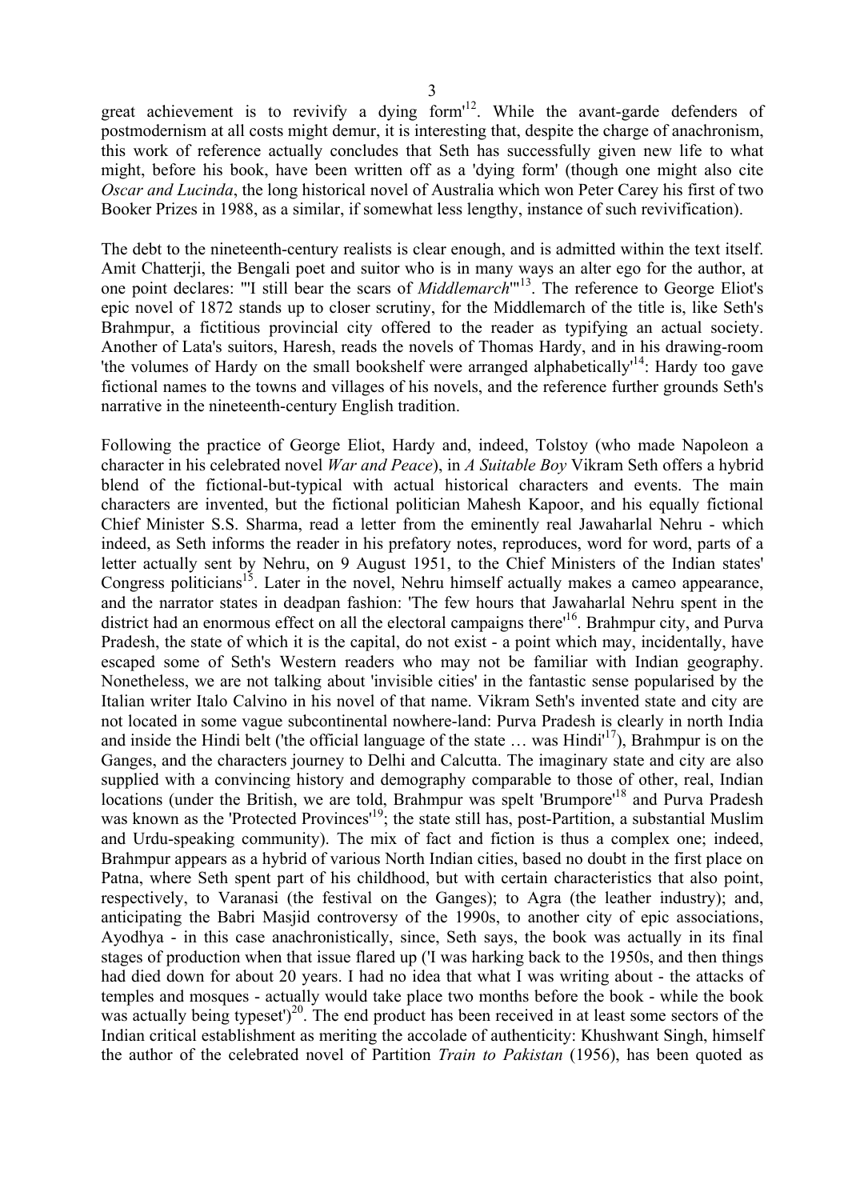great achievement is to revivify a dying form'[12]. While the avant-garde defenders of postmodernism at all costs might demur, it is interesting that, despite the charge of anachronism, this work of reference actually concludes that Seth has successfully given new life to what might, before his book, have been written off as a 'dying form' (though one might also cite *Oscar and Lucinda*, the long historical novel of Australia which won Peter Carey his first of two Booker Prizes in 1988, as a similar, if somewhat less lengthy, instance of such revivification).

The debt to the nineteenth-century realists is clear enough, and is admitted within the text itself. Amit Chatterji, the Bengali poet and suitor who is in many ways an alter ego for the author, at one point declares: '"I still bear the scars of *Middlemarch*"'[13]. The reference to George Eliot's epic novel of 1872 stands up to closer scrutiny, for the Middlemarch of the title is, like Seth's Brahmpur, a fictitious provincial city offered to the reader as typifying an actual society. Another of Lata's suitors, Haresh, reads the novels of Thomas Hardy, and in his drawing-room 'the volumes of Hardy on the small bookshelf were arranged alphabetically'[14]: Hardy too gave fictional names to the towns and villages of his novels, and the reference further grounds Seth's narrative in the nineteenth-century English tradition.

Following the practice of George Eliot, Hardy and, indeed, Tolstoy (who made Napoleon a character in his celebrated novel *War and Peace*), in *A Suitable Boy* Vikram Seth offers a hybrid blend of the fictional-but-typical with actual historical characters and events. The main characters are invented, but the fictional politician Mahesh Kapoor, and his equally fictional Chief Minister S.S. Sharma, read a letter from the eminently real Jawaharlal Nehru - which indeed, as Seth informs the reader in his prefatory notes, reproduces, word for word, parts of a letter actually sent by Nehru, on 9 August 1951, to the Chief Ministers of the Indian states' Congress politicians[15]. Later in the novel, Nehru himself actually makes a cameo appearance, and the narrator states in deadpan fashion: 'The few hours that Jawaharlal Nehru spent in the district had an enormous effect on all the electoral campaigns there'[16]. Brahmpur city, and Purva Pradesh, the state of which it is the capital, do not exist - a point which may, incidentally, have escaped some of Seth's Western readers who may not be familiar with Indian geography. Nonetheless, we are not talking about 'invisible cities' in the fantastic sense popularised by the Italian writer Italo Calvino in his novel of that name. Vikram Seth's invented state and city are not located in some vague subcontinental nowhere-land: Purva Pradesh is clearly in north India and inside the Hindi belt ('the official language of the state … was Hindi'[17]), Brahmpur is on the Ganges, and the characters journey to Delhi and Calcutta. The imaginary state and city are also supplied with a convincing history and demography comparable to those of other, real, Indian locations (under the British, we are told, Brahmpur was spelt 'Brumpore'[18] and Purva Pradesh was known as the 'Protected Provinces'[19]; the state still has, post-Partition, a substantial Muslim and Urdu-speaking community). The mix of fact and fiction is thus a complex one; indeed, Brahmpur appears as a hybrid of various North Indian cities, based no doubt in the first place on Patna, where Seth spent part of his childhood, but with certain characteristics that also point, respectively, to Varanasi (the festival on the Ganges); to Agra (the leather industry); and, anticipating the Babri Masjid controversy of the 1990s, to another city of epic associations, Ayodhya - in this case anachronistically, since, Seth says, the book was actually in its final stages of production when that issue flared up ('I was harking back to the 1950s, and then things had died down for about 20 years. I had no idea that what I was writing about - the attacks of temples and mosques - actually would take place two months before the book - while the book was actually being typeset')[20]. The end product has been received in at least some sectors of the Indian critical establishment as meriting the accolade of authenticity: Khushwant Singh, himself the author of the celebrated novel of Partition *Train to Pakistan* (1956), has been quoted as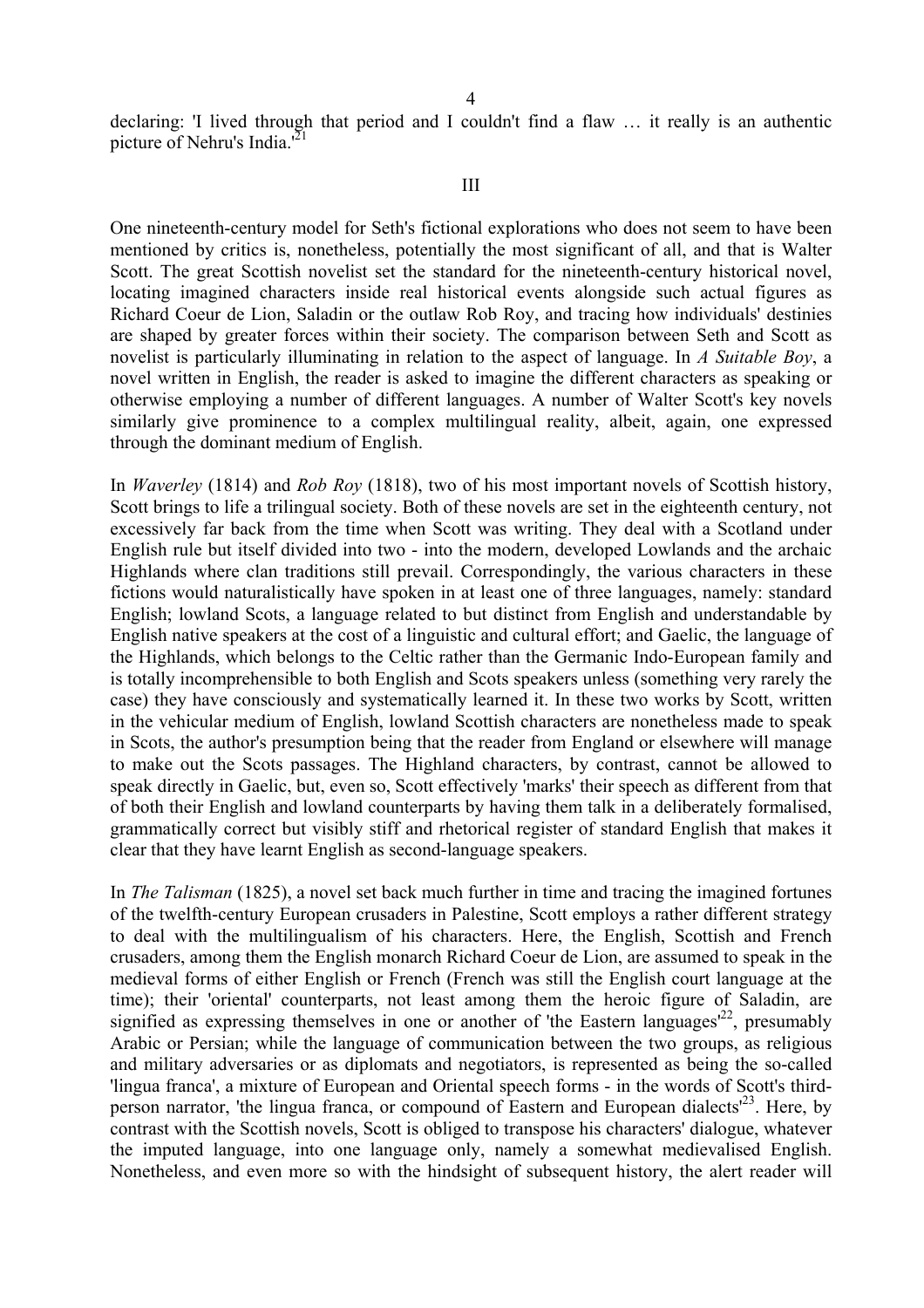declaring: 'I lived through that period and I couldn't find a flaw … it really is an authentic picture of Nehru's India.'[21]

## III

One nineteenth-century model for Seth's fictional explorations who does not seem to have been mentioned by critics is, nonetheless, potentially the most significant of all, and that is Walter Scott. The great Scottish novelist set the standard for the nineteenth-century historical novel, locating imagined characters inside real historical events alongside such actual figures as Richard Coeur de Lion, Saladin or the outlaw Rob Roy, and tracing how individuals' destinies are shaped by greater forces within their society. The comparison between Seth and Scott as novelist is particularly illuminating in relation to the aspect of language. In *A Suitable Boy*, a novel written in English, the reader is asked to imagine the different characters as speaking or otherwise employing a number of different languages. A number of Walter Scott's key novels similarly give prominence to a complex multilingual reality, albeit, again, one expressed through the dominant medium of English.

In *Waverley* (1814) and *Rob Roy* (1818), two of his most important novels of Scottish history, Scott brings to life a trilingual society. Both of these novels are set in the eighteenth century, not excessively far back from the time when Scott was writing. They deal with a Scotland under English rule but itself divided into two - into the modern, developed Lowlands and the archaic Highlands where clan traditions still prevail. Correspondingly, the various characters in these fictions would naturalistically have spoken in at least one of three languages, namely: standard English; lowland Scots, a language related to but distinct from English and understandable by English native speakers at the cost of a linguistic and cultural effort; and Gaelic, the language of the Highlands, which belongs to the Celtic rather than the Germanic Indo-European family and is totally incomprehensible to both English and Scots speakers unless (something very rarely the case) they have consciously and systematically learned it. In these two works by Scott, written in the vehicular medium of English, lowland Scottish characters are nonetheless made to speak in Scots, the author's presumption being that the reader from England or elsewhere will manage to make out the Scots passages. The Highland characters, by contrast, cannot be allowed to speak directly in Gaelic, but, even so, Scott effectively 'marks' their speech as different from that of both their English and lowland counterparts by having them talk in a deliberately formalised, grammatically correct but visibly stiff and rhetorical register of standard English that makes it clear that they have learnt English as second-language speakers.

In *The Talisman* (1825), a novel set back much further in time and tracing the imagined fortunes of the twelfth-century European crusaders in Palestine, Scott employs a rather different strategy to deal with the multilingualism of his characters. Here, the English, Scottish and French crusaders, among them the English monarch Richard Coeur de Lion, are assumed to speak in the medieval forms of either English or French (French was still the English court language at the time); their 'oriental' counterparts, not least among them the heroic figure of Saladin, are signified as expressing themselves in one or another of 'the Eastern languages'[22], presumably Arabic or Persian; while the language of communication between the two groups, as religious and military adversaries or as diplomats and negotiators, is represented as being the so-called 'lingua franca', a mixture of European and Oriental speech forms - in the words of Scott's third-person narrator, 'the lingua franca, or compound of Eastern and European dialects'[23]. Here, by contrast with the Scottish novels, Scott is obliged to transpose his characters' dialogue, whatever the imputed language, into one language only, namely a somewhat medievalised English. Nonetheless, and even more so with the hindsight of subsequent history, the alert reader will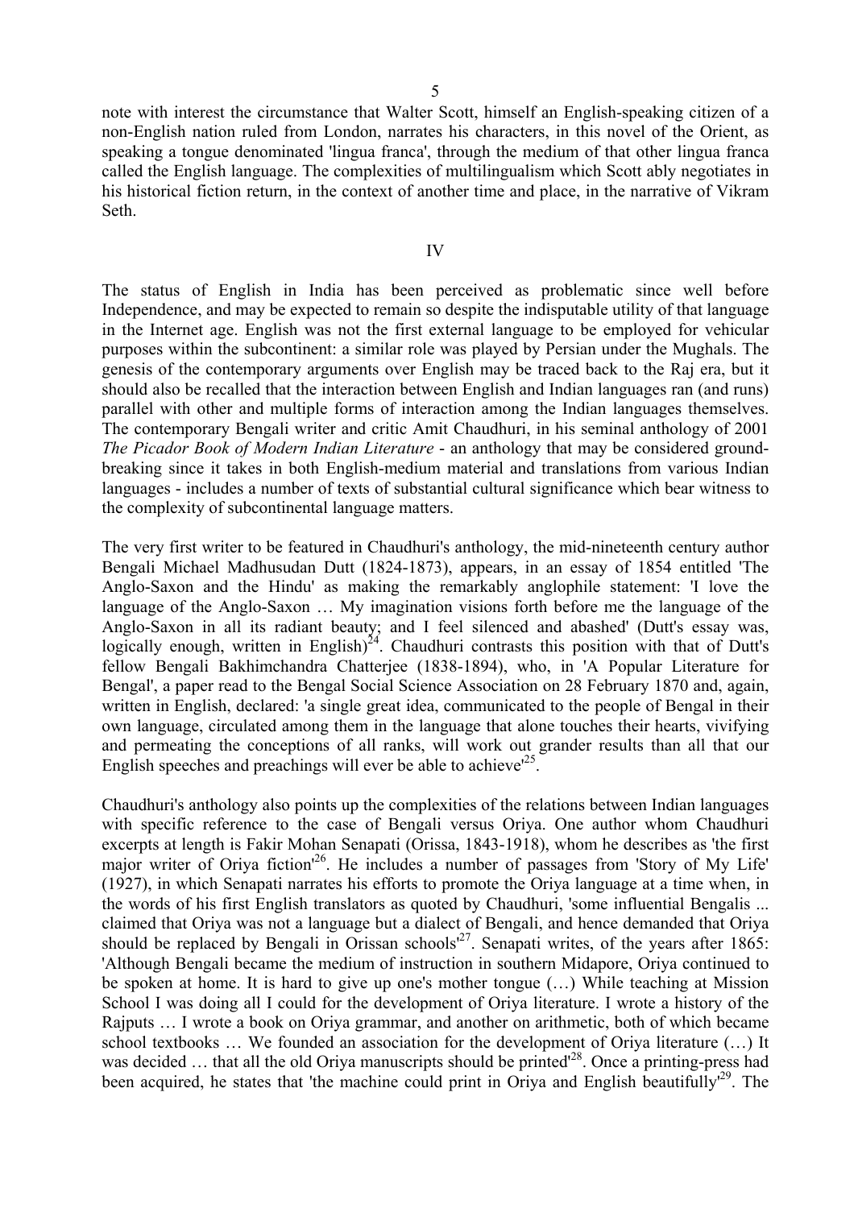note with interest the circumstance that Walter Scott, himself an English-speaking citizen of a non-English nation ruled from London, narrates his characters, in this novel of the Orient, as speaking a tongue denominated 'lingua franca', through the medium of that other lingua franca called the English language. The complexities of multilingualism which Scott ably negotiates in his historical fiction return, in the context of another time and place, in the narrative of Vikram Seth.

## IV

The status of English in India has been perceived as problematic since well before Independence, and may be expected to remain so despite the indisputable utility of that language in the Internet age. English was not the first external language to be employed for vehicular purposes within the subcontinent: a similar role was played by Persian under the Mughals. The genesis of the contemporary arguments over English may be traced back to the Raj era, but it should also be recalled that the interaction between English and Indian languages ran (and runs) parallel with other and multiple forms of interaction among the Indian languages themselves. The contemporary Bengali writer and critic Amit Chaudhuri, in his seminal anthology of 2001 *The Picador Book of Modern Indian Literature* - an anthology that may be considered ground-breaking since it takes in both English-medium material and translations from various Indian languages - includes a number of texts of substantial cultural significance which bear witness to the complexity of subcontinental language matters.

The very first writer to be featured in Chaudhuri's anthology, the mid-nineteenth century author Bengali Michael Madhusudan Dutt (1824-1873), appears, in an essay of 1854 entitled 'The Anglo-Saxon and the Hindu' as making the remarkably anglophile statement: 'I love the language of the Anglo-Saxon … My imagination visions forth before me the language of the Anglo-Saxon in all its radiant beauty; and I feel silenced and abashed' (Dutt's essay was, logically enough, written in English)[24]. Chaudhuri contrasts this position with that of Dutt's fellow Bengali Bakhimchandra Chatterjee (1838-1894), who, in 'A Popular Literature for Bengal', a paper read to the Bengal Social Science Association on 28 February 1870 and, again, written in English, declared: 'a single great idea, communicated to the people of Bengal in their own language, circulated among them in the language that alone touches their hearts, vivifying and permeating the conceptions of all ranks, will work out grander results than all that our English speeches and preachings will ever be able to achieve'[25].

Chaudhuri's anthology also points up the complexities of the relations between Indian languages with specific reference to the case of Bengali versus Oriya. One author whom Chaudhuri excerpts at length is Fakir Mohan Senapati (Orissa, 1843-1918), whom he describes as 'the first major writer of Oriya fiction'[26]. He includes a number of passages from 'Story of My Life' (1927), in which Senapati narrates his efforts to promote the Oriya language at a time when, in the words of his first English translators as quoted by Chaudhuri, 'some influential Bengalis ... claimed that Oriya was not a language but a dialect of Bengali, and hence demanded that Oriya should be replaced by Bengali in Orissan schools'[27]. Senapati writes, of the years after 1865: 'Although Bengali became the medium of instruction in southern Midapore, Oriya continued to be spoken at home. It is hard to give up one's mother tongue (…) While teaching at Mission School I was doing all I could for the development of Oriya literature. I wrote a history of the Rajputs … I wrote a book on Oriya grammar, and another on arithmetic, both of which became school textbooks … We founded an association for the development of Oriya literature (…) It was decided … that all the old Oriya manuscripts should be printed'[28]. Once a printing-press had been acquired, he states that 'the machine could print in Oriya and English beautifully'[29]. The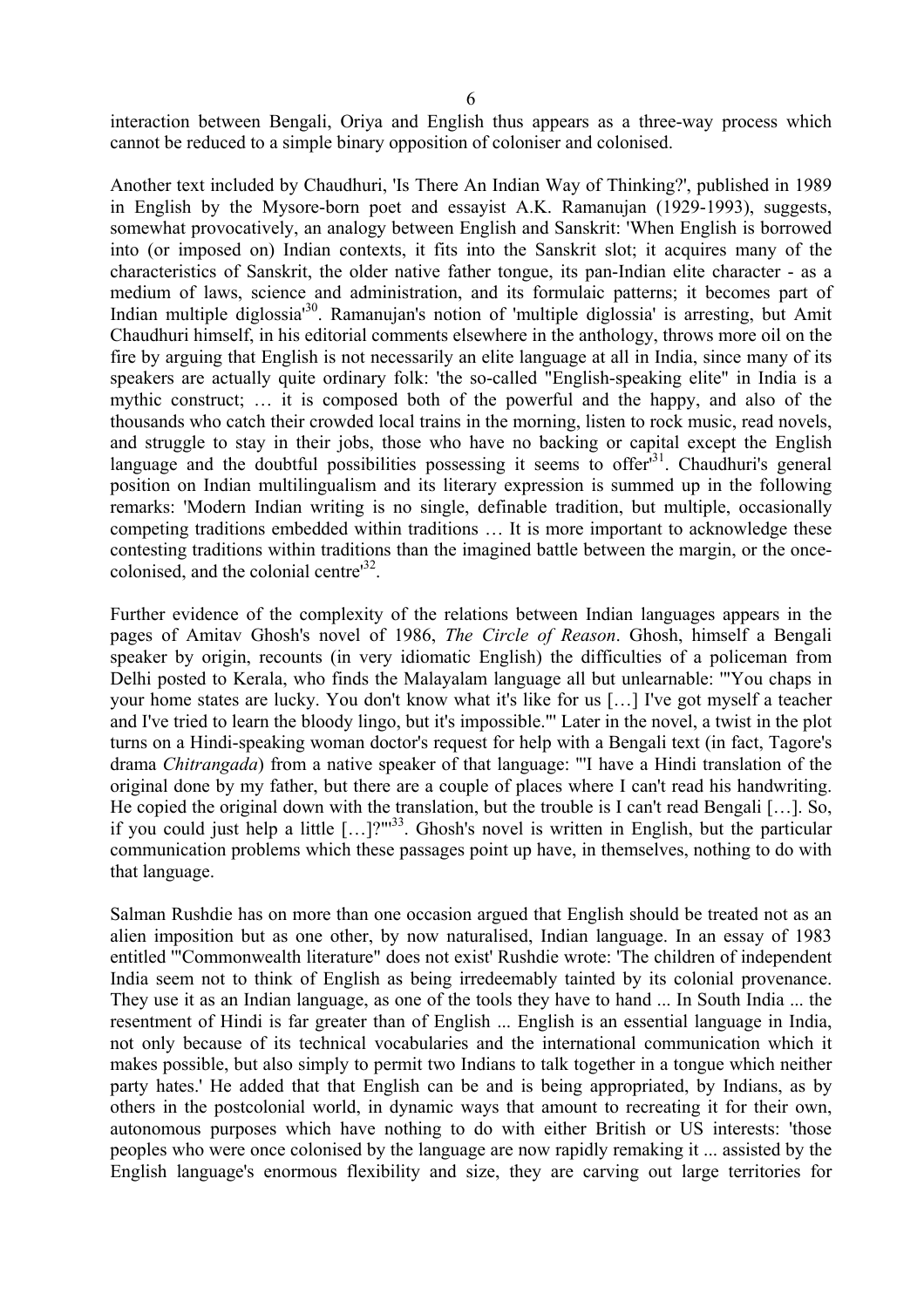interaction between Bengali, Oriya and English thus appears as a three-way process which cannot be reduced to a simple binary opposition of coloniser and colonised.

Another text included by Chaudhuri, 'Is There An Indian Way of Thinking?', published in 1989 in English by the Mysore-born poet and essayist A.K. Ramanujan (1929-1993), suggests, somewhat provocatively, an analogy between English and Sanskrit: 'When English is borrowed into (or imposed on) Indian contexts, it fits into the Sanskrit slot; it acquires many of the characteristics of Sanskrit, the older native father tongue, its pan-Indian elite character - as a medium of laws, science and administration, and its formulaic patterns; it becomes part of Indian multiple diglossia'[30]. Ramanujan's notion of 'multiple diglossia' is arresting, but Amit Chaudhuri himself, in his editorial comments elsewhere in the anthology, throws more oil on the fire by arguing that English is not necessarily an elite language at all in India, since many of its speakers are actually quite ordinary folk: 'the so-called "English-speaking elite" in India is a mythic construct; … it is composed both of the powerful and the happy, and also of the thousands who catch their crowded local trains in the morning, listen to rock music, read novels, and struggle to stay in their jobs, those who have no backing or capital except the English language and the doubtful possibilities possessing it seems to offer'[31]. Chaudhuri's general position on Indian multilingualism and its literary expression is summed up in the following remarks: 'Modern Indian writing is no single, definable tradition, but multiple, occasionally competing traditions embedded within traditions … It is more important to acknowledge these contesting traditions within traditions than the imagined battle between the margin, or the once-colonised, and the colonial centre'[32].

Further evidence of the complexity of the relations between Indian languages appears in the pages of Amitav Ghosh's novel of 1986, *The Circle of Reason*. Ghosh, himself a Bengali speaker by origin, recounts (in very idiomatic English) the difficulties of a policeman from Delhi posted to Kerala, who finds the Malayalam language all but unlearnable: '"You chaps in your home states are lucky. You don't know what it's like for us […] I've got myself a teacher and I've tried to learn the bloody lingo, but it's impossible."' Later in the novel, a twist in the plot turns on a Hindi-speaking woman doctor's request for help with a Bengali text (in fact, Tagore's drama *Chitrangada*) from a native speaker of that language: '"I have a Hindi translation of the original done by my father, but there are a couple of places where I can't read his handwriting. He copied the original down with the translation, but the trouble is I can't read Bengali […]. So, if you could just help a little […]?"'[33]. Ghosh's novel is written in English, but the particular communication problems which these passages point up have, in themselves, nothing to do with that language.

Salman Rushdie has on more than one occasion argued that English should be treated not as an alien imposition but as one other, by now naturalised, Indian language. In an essay of 1983 entitled '"Commonwealth literature" does not exist' Rushdie wrote: 'The children of independent India seem not to think of English as being irredeemably tainted by its colonial provenance. They use it as an Indian language, as one of the tools they have to hand ... In South India ... the resentment of Hindi is far greater than of English ... English is an essential language in India, not only because of its technical vocabularies and the international communication which it makes possible, but also simply to permit two Indians to talk together in a tongue which neither party hates.' He added that that English can be and is being appropriated, by Indians, as by others in the postcolonial world, in dynamic ways that amount to recreating it for their own, autonomous purposes which have nothing to do with either British or US interests: 'those peoples who were once colonised by the language are now rapidly remaking it ... assisted by the English language's enormous flexibility and size, they are carving out large territories for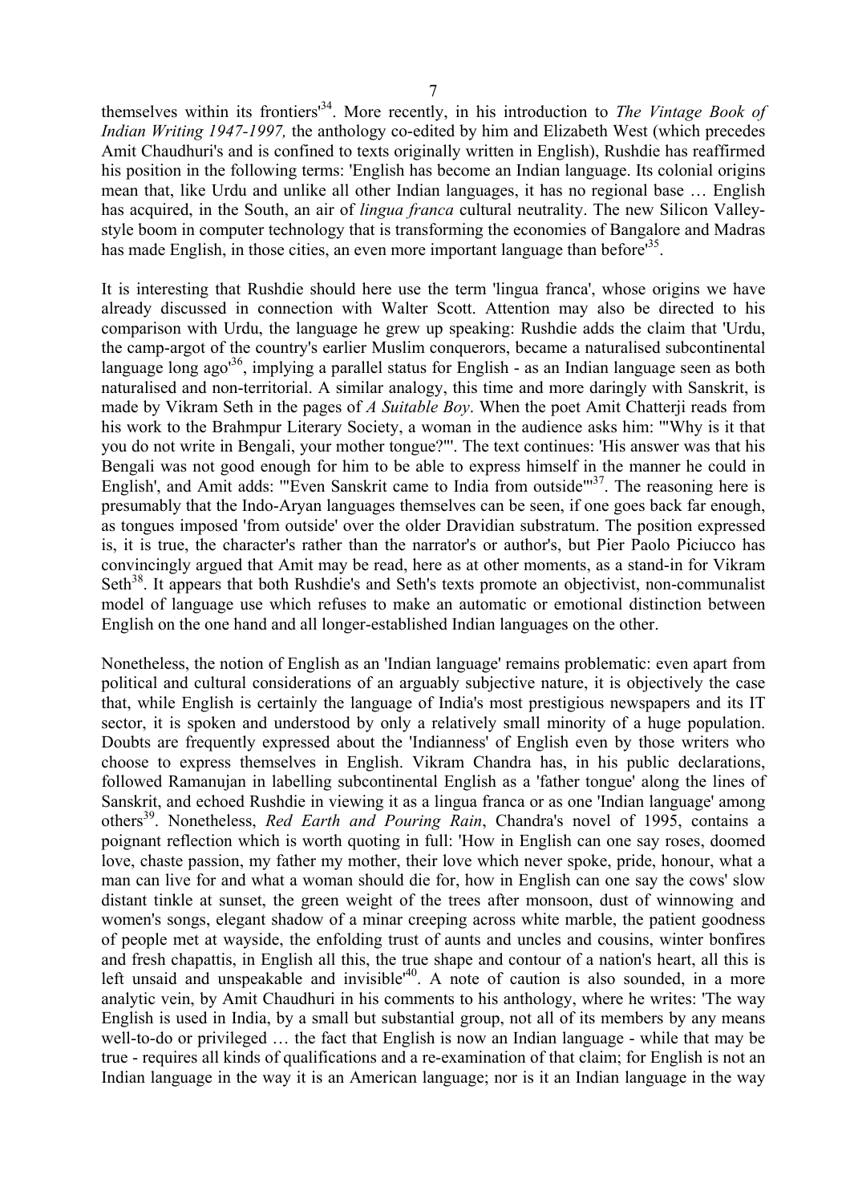themselves within its frontiers'[34]. More recently, in his introduction to *The Vintage Book of Indian Writing 1947-1997,* the anthology co-edited by him and Elizabeth West (which precedes Amit Chaudhuri's and is confined to texts originally written in English), Rushdie has reaffirmed his position in the following terms: 'English has become an Indian language. Its colonial origins mean that, like Urdu and unlike all other Indian languages, it has no regional base … English has acquired, in the South, an air of *lingua franca* cultural neutrality. The new Silicon Valley-style boom in computer technology that is transforming the economies of Bangalore and Madras has made English, in those cities, an even more important language than before'[35].

It is interesting that Rushdie should here use the term 'lingua franca', whose origins we have already discussed in connection with Walter Scott. Attention may also be directed to his comparison with Urdu, the language he grew up speaking: Rushdie adds the claim that 'Urdu, the camp-argot of the country's earlier Muslim conquerors, became a naturalised subcontinental language long ago'[36], implying a parallel status for English - as an Indian language seen as both naturalised and non-territorial. A similar analogy, this time and more daringly with Sanskrit, is made by Vikram Seth in the pages of *A Suitable Boy*. When the poet Amit Chatterji reads from his work to the Brahmpur Literary Society, a woman in the audience asks him: '"Why is it that you do not write in Bengali, your mother tongue?"'. The text continues: 'His answer was that his Bengali was not good enough for him to be able to express himself in the manner he could in English', and Amit adds: '"Even Sanskrit came to India from outside"'[37]. The reasoning here is presumably that the Indo-Aryan languages themselves can be seen, if one goes back far enough, as tongues imposed 'from outside' over the older Dravidian substratum. The position expressed is, it is true, the character's rather than the narrator's or author's, but Pier Paolo Piciucco has convincingly argued that Amit may be read, here as at other moments, as a stand-in for Vikram Seth[38]. It appears that both Rushdie's and Seth's texts promote an objectivist, non-communalist model of language use which refuses to make an automatic or emotional distinction between English on the one hand and all longer-established Indian languages on the other.

Nonetheless, the notion of English as an 'Indian language' remains problematic: even apart from political and cultural considerations of an arguably subjective nature, it is objectively the case that, while English is certainly the language of India's most prestigious newspapers and its IT sector, it is spoken and understood by only a relatively small minority of a huge population. Doubts are frequently expressed about the 'Indianness' of English even by those writers who choose to express themselves in English. Vikram Chandra has, in his public declarations, followed Ramanujan in labelling subcontinental English as a 'father tongue' along the lines of Sanskrit, and echoed Rushdie in viewing it as a lingua franca or as one 'Indian language' among others[39]. Nonetheless, *Red Earth and Pouring Rain*, Chandra's novel of 1995, contains a poignant reflection which is worth quoting in full: 'How in English can one say roses, doomed love, chaste passion, my father my mother, their love which never spoke, pride, honour, what a man can live for and what a woman should die for, how in English can one say the cows' slow distant tinkle at sunset, the green weight of the trees after monsoon, dust of winnowing and women's songs, elegant shadow of a minar creeping across white marble, the patient goodness of people met at wayside, the enfolding trust of aunts and uncles and cousins, winter bonfires and fresh chapattis, in English all this, the true shape and contour of a nation's heart, all this is left unsaid and unspeakable and invisible'[40]. A note of caution is also sounded, in a more analytic vein, by Amit Chaudhuri in his comments to his anthology, where he writes: 'The way English is used in India, by a small but substantial group, not all of its members by any means well-to-do or privileged … the fact that English is now an Indian language - while that may be true - requires all kinds of qualifications and a re-examination of that claim; for English is not an Indian language in the way it is an American language; nor is it an Indian language in the way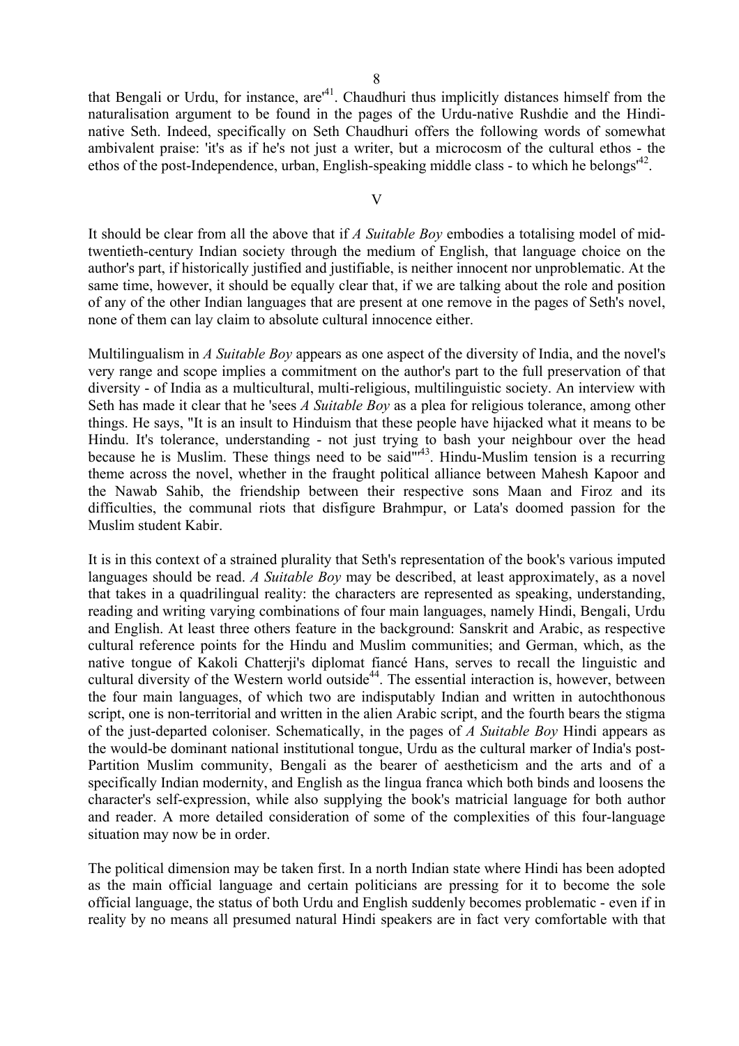that Bengali or Urdu, for instance, are'[41]. Chaudhuri thus implicitly distances himself from the naturalisation argument to be found in the pages of the Urdu-native Rushdie and the Hindi-native Seth. Indeed, specifically on Seth Chaudhuri offers the following words of somewhat ambivalent praise: 'it's as if he's not just a writer, but a microcosm of the cultural ethos - the ethos of the post-Independence, urban, English-speaking middle class - to which he belongs'[42].

## V

It should be clear from all the above that if *A Suitable Boy* embodies a totalising model of mid-twentieth-century Indian society through the medium of English, that language choice on the author's part, if historically justified and justifiable, is neither innocent nor unproblematic. At the same time, however, it should be equally clear that, if we are talking about the role and position of any of the other Indian languages that are present at one remove in the pages of Seth's novel, none of them can lay claim to absolute cultural innocence either.

Multilingualism in *A Suitable Boy* appears as one aspect of the diversity of India, and the novel's very range and scope implies a commitment on the author's part to the full preservation of that diversity - of India as a multicultural, multi-religious, multilinguistic society. An interview with Seth has made it clear that he 'sees *A Suitable Boy* as a plea for religious tolerance, among other things. He says, "It is an insult to Hinduism that these people have hijacked what it means to be Hindu. It's tolerance, understanding - not just trying to bash your neighbour over the head because he is Muslim. These things need to be said"'[43]. Hindu-Muslim tension is a recurring theme across the novel, whether in the fraught political alliance between Mahesh Kapoor and the Nawab Sahib, the friendship between their respective sons Maan and Firoz and its difficulties, the communal riots that disfigure Brahmpur, or Lata's doomed passion for the Muslim student Kabir.

It is in this context of a strained plurality that Seth's representation of the book's various imputed languages should be read. *A Suitable Boy* may be described, at least approximately, as a novel that takes in a quadrilingual reality: the characters are represented as speaking, understanding, reading and writing varying combinations of four main languages, namely Hindi, Bengali, Urdu and English. At least three others feature in the background: Sanskrit and Arabic, as respective cultural reference points for the Hindu and Muslim communities; and German, which, as the native tongue of Kakoli Chatterji's diplomat fiancé Hans, serves to recall the linguistic and cultural diversity of the Western world outside[44]. The essential interaction is, however, between the four main languages, of which two are indisputably Indian and written in autochthonous script, one is non-territorial and written in the alien Arabic script, and the fourth bears the stigma of the just-departed coloniser. Schematically, in the pages of *A Suitable Boy* Hindi appears as the would-be dominant national institutional tongue, Urdu as the cultural marker of India's post-Partition Muslim community, Bengali as the bearer of aestheticism and the arts and of a specifically Indian modernity, and English as the lingua franca which both binds and loosens the character's self-expression, while also supplying the book's matricial language for both author and reader. A more detailed consideration of some of the complexities of this four-language situation may now be in order.

The political dimension may be taken first. In a north Indian state where Hindi has been adopted as the main official language and certain politicians are pressing for it to become the sole official language, the status of both Urdu and English suddenly becomes problematic - even if in reality by no means all presumed natural Hindi speakers are in fact very comfortable with that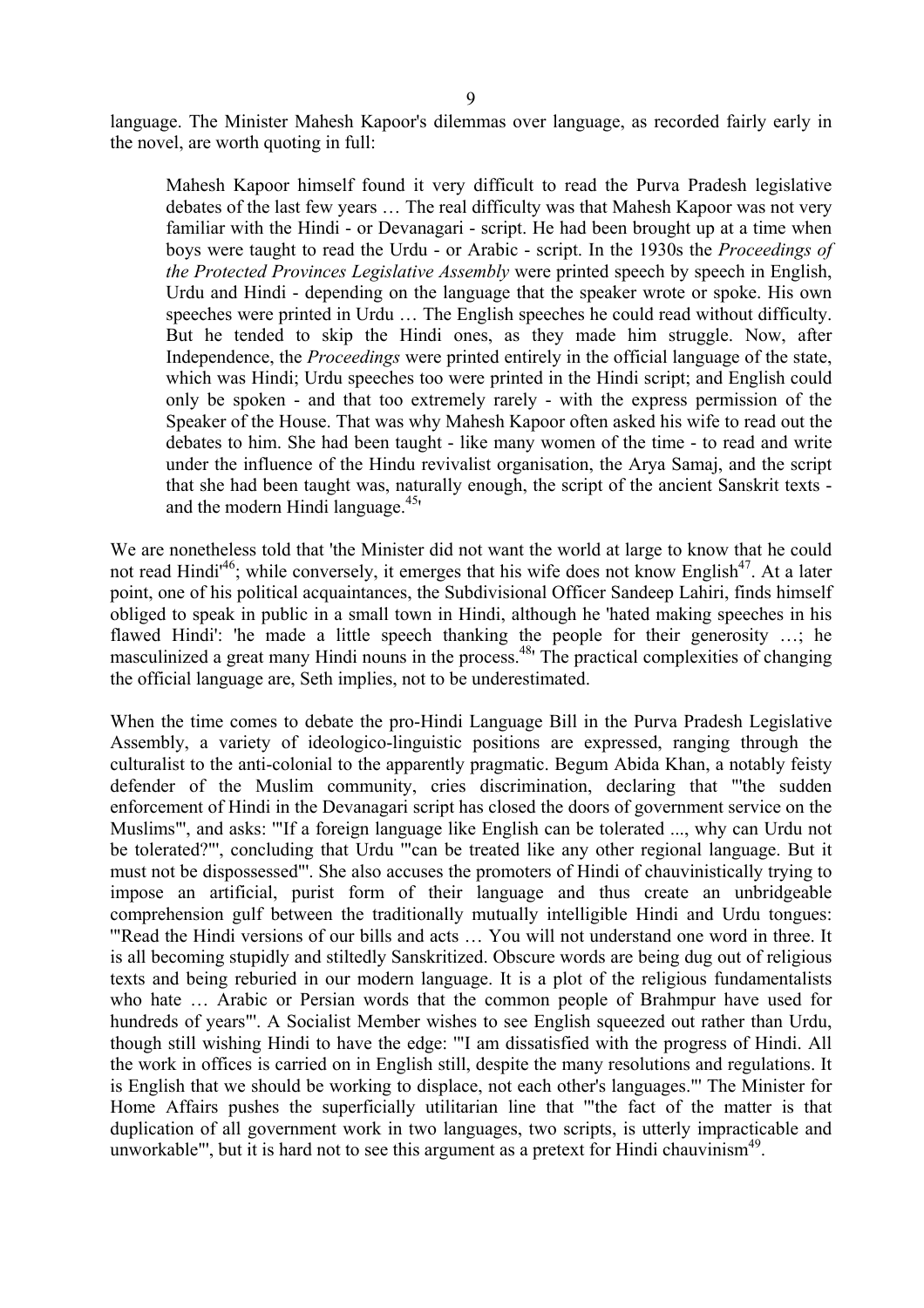language. The Minister Mahesh Kapoor's dilemmas over language, as recorded fairly early in the novel, are worth quoting in full:

> Mahesh Kapoor himself found it very difficult to read the Purva Pradesh legislative debates of the last few years … The real difficulty was that Mahesh Kapoor was not very familiar with the Hindi - or Devanagari - script. He had been brought up at a time when boys were taught to read the Urdu - or Arabic - script. In the 1930s the *Proceedings of the Protected Provinces Legislative Assembly* were printed speech by speech in English, Urdu and Hindi - depending on the language that the speaker wrote or spoke. His own speeches were printed in Urdu … The English speeches he could read without difficulty. But he tended to skip the Hindi ones, as they made him struggle. Now, after Independence, the *Proceedings* were printed entirely in the official language of the state, which was Hindi; Urdu speeches too were printed in the Hindi script; and English could only be spoken - and that too extremely rarely - with the express permission of the Speaker of the House. That was why Mahesh Kapoor often asked his wife to read out the debates to him. She had been taught - like many women of the time - to read and write under the influence of the Hindu revivalist organisation, the Arya Samaj, and the script that she had been taught was, naturally enough, the script of the ancient Sanskrit texts - and the modern Hindi language.[45]'

We are nonetheless told that 'the Minister did not want the world at large to know that he could not read Hindi'[46]; while conversely, it emerges that his wife does not know English[47]. At a later point, one of his political acquaintances, the Subdivisional Officer Sandeep Lahiri, finds himself obliged to speak in public in a small town in Hindi, although he 'hated making speeches in his flawed Hindi': 'he made a little speech thanking the people for their generosity …; he masculinized a great many Hindi nouns in the process.[48]' The practical complexities of changing the official language are, Seth implies, not to be underestimated.

When the time comes to debate the pro-Hindi Language Bill in the Purva Pradesh Legislative Assembly, a variety of ideologico-linguistic positions are expressed, ranging through the culturalist to the anti-colonial to the apparently pragmatic. Begum Abida Khan, a notably feisty defender of the Muslim community, cries discrimination, declaring that '"the sudden enforcement of Hindi in the Devanagari script has closed the doors of government service on the Muslims"', and asks: '"If a foreign language like English can be tolerated ..., why can Urdu not be tolerated?"', concluding that Urdu '"can be treated like any other regional language. But it must not be dispossessed"'. She also accuses the promoters of Hindi of chauvinistically trying to impose an artificial, purist form of their language and thus create an unbridgeable comprehension gulf between the traditionally mutually intelligible Hindi and Urdu tongues: '"Read the Hindi versions of our bills and acts … You will not understand one word in three. It is all becoming stupidly and stiltedly Sanskritized. Obscure words are being dug out of religious texts and being reburied in our modern language. It is a plot of the religious fundamentalists who hate … Arabic or Persian words that the common people of Brahmpur have used for hundreds of years"'. A Socialist Member wishes to see English squeezed out rather than Urdu, though still wishing Hindi to have the edge: '"I am dissatisfied with the progress of Hindi. All the work in offices is carried on in English still, despite the many resolutions and regulations. It is English that we should be working to displace, not each other's languages."' The Minister for Home Affairs pushes the superficially utilitarian line that '"the fact of the matter is that duplication of all government work in two languages, two scripts, is utterly impracticable and unworkable"', but it is hard not to see this argument as a pretext for Hindi chauvinism[49].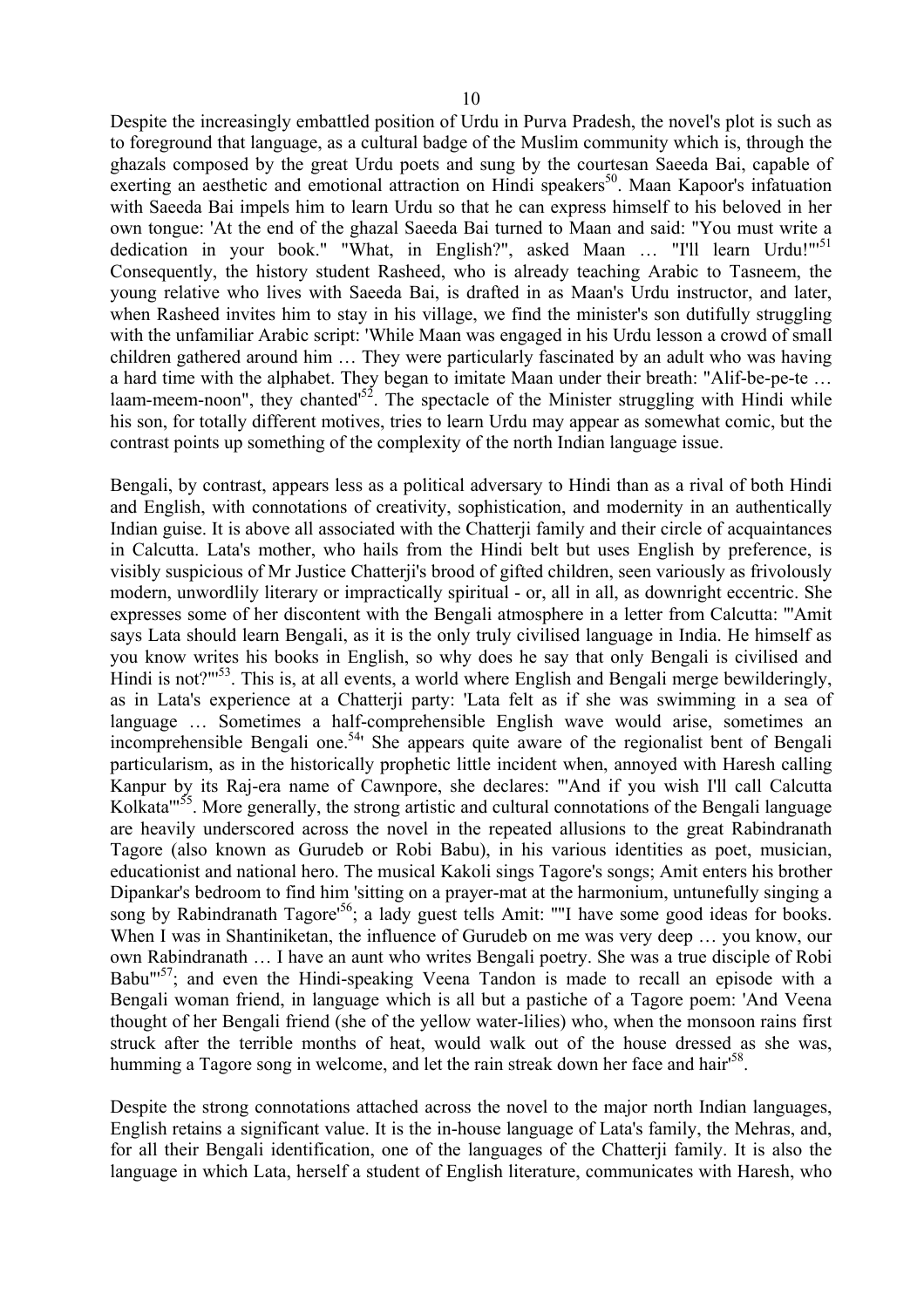Despite the increasingly embattled position of Urdu in Purva Pradesh, the novel's plot is such as to foreground that language, as a cultural badge of the Muslim community which is, through the ghazals composed by the great Urdu poets and sung by the courtesan Saeeda Bai, capable of exerting an aesthetic and emotional attraction on Hindi speakers[50]. Maan Kapoor's infatuation with Saeeda Bai impels him to learn Urdu so that he can express himself to his beloved in her own tongue: 'At the end of the ghazal Saeeda Bai turned to Maan and said: "You must write a dedication in your book." "What, in English?", asked Maan … "I'll learn Urdu!"'[51] Consequently, the history student Rasheed, who is already teaching Arabic to Tasneem, the young relative who lives with Saeeda Bai, is drafted in as Maan's Urdu instructor, and later, when Rasheed invites him to stay in his village, we find the minister's son dutifully struggling with the unfamiliar Arabic script: 'While Maan was engaged in his Urdu lesson a crowd of small children gathered around him … They were particularly fascinated by an adult who was having a hard time with the alphabet. They began to imitate Maan under their breath: "Alif-be-pe-te … laam-meem-noon", they chanted'[52]. The spectacle of the Minister struggling with Hindi while his son, for totally different motives, tries to learn Urdu may appear as somewhat comic, but the contrast points up something of the complexity of the north Indian language issue.

Bengali, by contrast, appears less as a political adversary to Hindi than as a rival of both Hindi and English, with connotations of creativity, sophistication, and modernity in an authentically Indian guise. It is above all associated with the Chatterji family and their circle of acquaintances in Calcutta. Lata's mother, who hails from the Hindi belt but uses English by preference, is visibly suspicious of Mr Justice Chatterji's brood of gifted children, seen variously as frivolously modern, unwordlily literary or impractically spiritual - or, all in all, as downright eccentric. She expresses some of her discontent with the Bengali atmosphere in a letter from Calcutta: '"Amit says Lata should learn Bengali, as it is the only truly civilised language in India. He himself as you know writes his books in English, so why does he say that only Bengali is civilised and Hindi is not?"'[53]. This is, at all events, a world where English and Bengali merge bewilderingly, as in Lata's experience at a Chatterji party: 'Lata felt as if she was swimming in a sea of language … Sometimes a half-comprehensible English wave would arise, sometimes an incomprehensible Bengali one.[54]' She appears quite aware of the regionalist bent of Bengali particularism, as in the historically prophetic little incident when, annoyed with Haresh calling Kanpur by its Raj-era name of Cawnpore, she declares: '"And if you wish I'll call Calcutta Kolkata"'[55]. More generally, the strong artistic and cultural connotations of the Bengali language are heavily underscored across the novel in the repeated allusions to the great Rabindranath Tagore (also known as Gurudeb or Robi Babu), in his various identities as poet, musician, educationist and national hero. The musical Kakoli sings Tagore's songs; Amit enters his brother Dipankar's bedroom to find him 'sitting on a prayer-mat at the harmonium, untunefully singing a song by Rabindranath Tagore'[56]; a lady guest tells Amit: '"I have some good ideas for books. When I was in Shantiniketan, the influence of Gurudeb on me was very deep … you know, our own Rabindranath … I have an aunt who writes Bengali poetry. She was a true disciple of Robi Babu"'[57]; and even the Hindi-speaking Veena Tandon is made to recall an episode with a Bengali woman friend, in language which is all but a pastiche of a Tagore poem: 'And Veena thought of her Bengali friend (she of the yellow water-lilies) who, when the monsoon rains first struck after the terrible months of heat, would walk out of the house dressed as she was, humming a Tagore song in welcome, and let the rain streak down her face and hair'[58].

Despite the strong connotations attached across the novel to the major north Indian languages, English retains a significant value. It is the in-house language of Lata's family, the Mehras, and, for all their Bengali identification, one of the languages of the Chatterji family. It is also the language in which Lata, herself a student of English literature, communicates with Haresh, who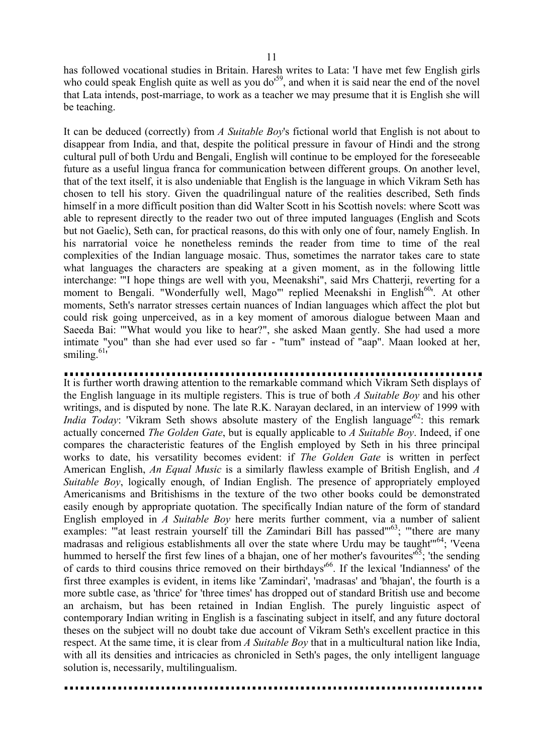has followed vocational studies in Britain. Haresh writes to Lata: 'I have met few English girls who could speak English quite as well as you do'[59], and when it is said near the end of the novel that Lata intends, post-marriage, to work as a teacher we may presume that it is English she will be teaching.

It can be deduced (correctly) from *A Suitable Boy*'s fictional world that English is not about to disappear from India, and that, despite the political pressure in favour of Hindi and the strong cultural pull of both Urdu and Bengali, English will continue to be employed for the foreseeable future as a useful lingua franca for communication between different groups. On another level, that of the text itself, it is also undeniable that English is the language in which Vikram Seth has chosen to tell his story. Given the quadrilingual nature of the realities described, Seth finds himself in a more difficult position than did Walter Scott in his Scottish novels: where Scott was able to represent directly to the reader two out of three imputed languages (English and Scots but not Gaelic), Seth can, for practical reasons, do this with only one of four, namely English. In his narratorial voice he nonetheless reminds the reader from time to time of the real complexities of the Indian language mosaic. Thus, sometimes the narrator takes care to state what languages the characters are speaking at a given moment, as in the following little interchange: '"I hope things are well with you, Meenakshi", said Mrs Chatterji, reverting for a moment to Bengali. "Wonderfully well, Mago"' replied Meenakshi in English[60]'. At other moments, Seth's narrator stresses certain nuances of Indian languages which affect the plot but could risk going unperceived, as in a key moment of amorous dialogue between Maan and Saeeda Bai: '"What would you like to hear?", she asked Maan gently. She had used a more intimate "you" than she had ever used so far - "tum" instead of "aap". Maan looked at her, smiling.[61]'

---

It is further worth drawing attention to the remarkable command which Vikram Seth displays of the English language in its multiple registers. This is true of both *A Suitable Boy* and his other writings, and is disputed by none. The late R.K. Narayan declared, in an interview of 1999 with *India Today*: 'Vikram Seth shows absolute mastery of the English language'[62]: this remark actually concerned *The Golden Gate*, but is equally applicable to *A Suitable Boy*. Indeed, if one compares the characteristic features of the English employed by Seth in his three principal works to date, his versatility becomes evident: if *The Golden Gate* is written in perfect American English, *An Equal Music* is a similarly flawless example of British English, and *A Suitable Boy*, logically enough, of Indian English. The presence of appropriately employed Americanisms and Britishisms in the texture of the two other books could be demonstrated easily enough by appropriate quotation. The specifically Indian nature of the form of standard English employed in *A Suitable Boy* here merits further comment, via a number of salient examples: '"at least restrain yourself till the Zamindari Bill has passed"'[63]; '"there are many madrasas and religious establishments all over the state where Urdu may be taught"'[64]; 'Veena hummed to herself the first few lines of a bhajan, one of her mother's favourites'[65]; 'the sending of cards to third cousins thrice removed on their birthdays'[66]. If the lexical 'Indianness' of the first three examples is evident, in items like 'Zamindari', 'madrasas' and 'bhajan', the fourth is a more subtle case, as 'thrice' for 'three times' has dropped out of standard British use and become an archaism, but has been retained in Indian English. The purely linguistic aspect of contemporary Indian writing in English is a fascinating subject in itself, and any future doctoral theses on the subject will no doubt take due account of Vikram Seth's excellent practice in this respect. At the same time, it is clear from *A Suitable Boy* that in a multicultural nation like India, with all its densities and intricacies as chronicled in Seth's pages, the only intelligent language solution is, necessarily, multilingualism.

---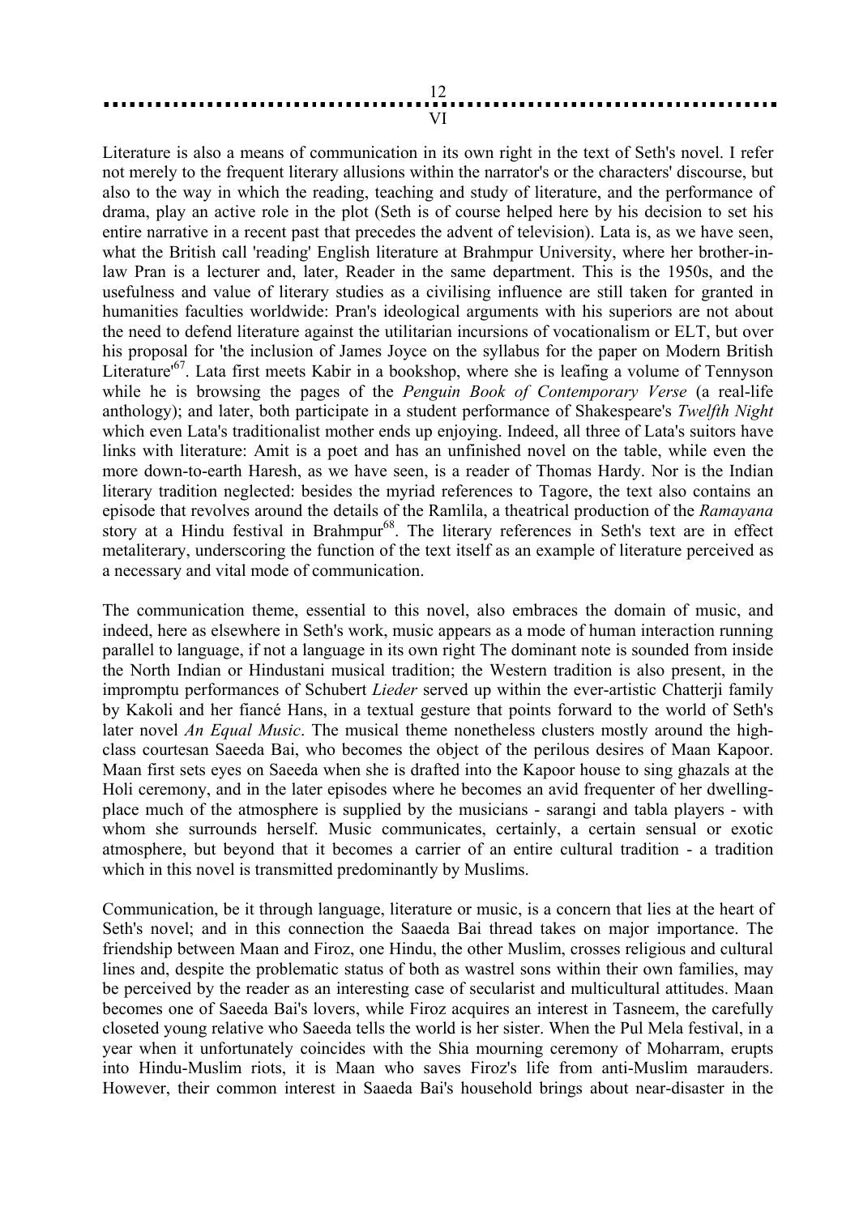## VI

Literature is also a means of communication in its own right in the text of Seth's novel. I refer not merely to the frequent literary allusions within the narrator's or the characters' discourse, but also to the way in which the reading, teaching and study of literature, and the performance of drama, play an active role in the plot (Seth is of course helped here by his decision to set his entire narrative in a recent past that precedes the advent of television). Lata is, as we have seen, what the British call 'reading' English literature at Brahmpur University, where her brother-in-law Pran is a lecturer and, later, Reader in the same department. This is the 1950s, and the usefulness and value of literary studies as a civilising influence are still taken for granted in humanities faculties worldwide: Pran's ideological arguments with his superiors are not about the need to defend literature against the utilitarian incursions of vocationalism or ELT, but over his proposal for 'the inclusion of James Joyce on the syllabus for the paper on Modern British Literature'[67]. Lata first meets Kabir in a bookshop, where she is leafing a volume of Tennyson while he is browsing the pages of the *Penguin Book of Contemporary Verse* (a real-life anthology); and later, both participate in a student performance of Shakespeare's *Twelfth Night* which even Lata's traditionalist mother ends up enjoying. Indeed, all three of Lata's suitors have links with literature: Amit is a poet and has an unfinished novel on the table, while even the more down-to-earth Haresh, as we have seen, is a reader of Thomas Hardy. Nor is the Indian literary tradition neglected: besides the myriad references to Tagore, the text also contains an episode that revolves around the details of the Ramlila, a theatrical production of the *Ramayana* story at a Hindu festival in Brahmpur[68]. The literary references in Seth's text are in effect metaliterary, underscoring the function of the text itself as an example of literature perceived as a necessary and vital mode of communication.

The communication theme, essential to this novel, also embraces the domain of music, and indeed, here as elsewhere in Seth's work, music appears as a mode of human interaction running parallel to language, if not a language in its own right The dominant note is sounded from inside the North Indian or Hindustani musical tradition; the Western tradition is also present, in the impromptu performances of Schubert *Lieder* served up within the ever-artistic Chatterji family by Kakoli and her fiancé Hans, in a textual gesture that points forward to the world of Seth's later novel *An Equal Music*. The musical theme nonetheless clusters mostly around the high-class courtesan Saeeda Bai, who becomes the object of the perilous desires of Maan Kapoor. Maan first sets eyes on Saeeda when she is drafted into the Kapoor house to sing ghazals at the Holi ceremony, and in the later episodes where he becomes an avid frequenter of her dwelling-place much of the atmosphere is supplied by the musicians - sarangi and tabla players - with whom she surrounds herself. Music communicates, certainly, a certain sensual or exotic atmosphere, but beyond that it becomes a carrier of an entire cultural tradition - a tradition which in this novel is transmitted predominantly by Muslims.

Communication, be it through language, literature or music, is a concern that lies at the heart of Seth's novel; and in this connection the Saaeda Bai thread takes on major importance. The friendship between Maan and Firoz, one Hindu, the other Muslim, crosses religious and cultural lines and, despite the problematic status of both as wastrel sons within their own families, may be perceived by the reader as an interesting case of secularist and multicultural attitudes. Maan becomes one of Saeeda Bai's lovers, while Firoz acquires an interest in Tasneem, the carefully closeted young relative who Saeeda tells the world is her sister. When the Pul Mela festival, in a year when it unfortunately coincides with the Shia mourning ceremony of Moharram, erupts into Hindu-Muslim riots, it is Maan who saves Firoz's life from anti-Muslim marauders. However, their common interest in Saaeda Bai's household brings about near-disaster in the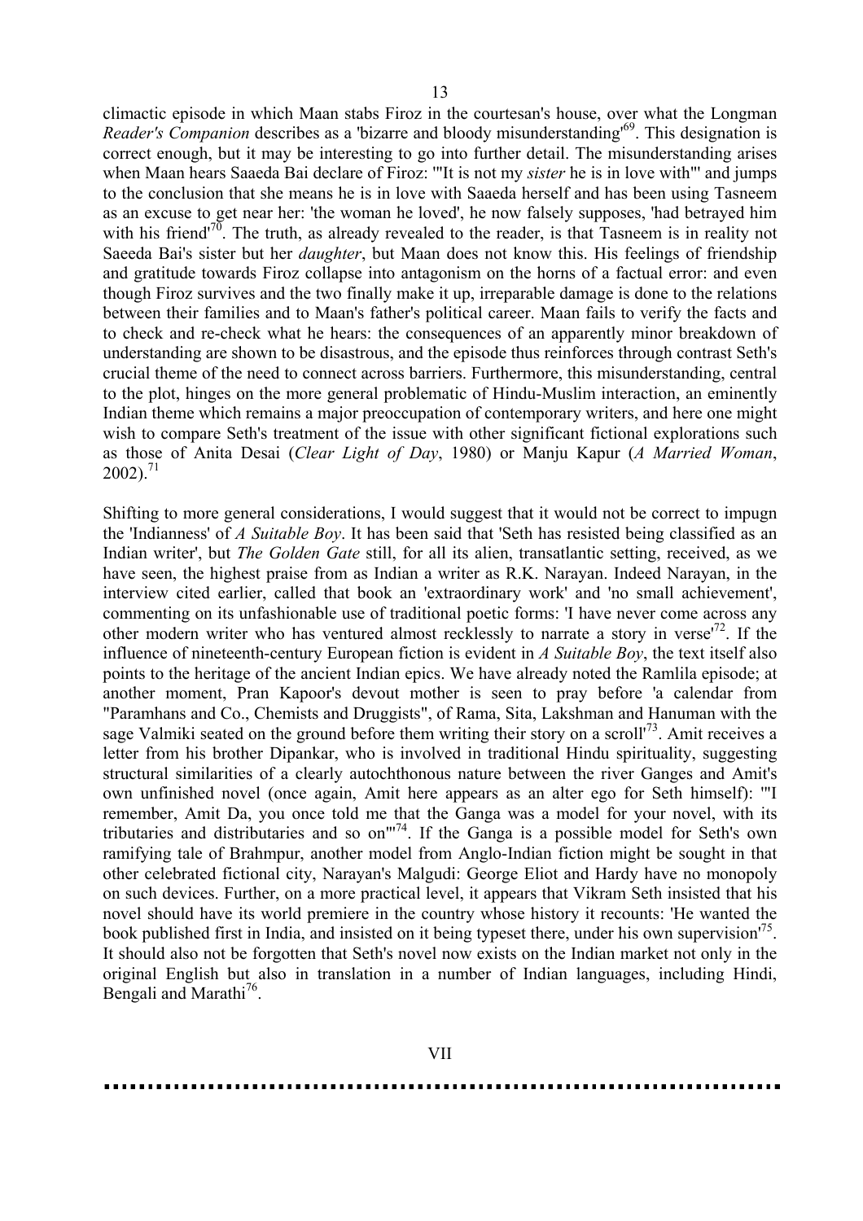climactic episode in which Maan stabs Firoz in the courtesan's house, over what the Longman *Reader's Companion* describes as a 'bizarre and bloody misunderstanding'[69]. This designation is correct enough, but it may be interesting to go into further detail. The misunderstanding arises when Maan hears Saaeda Bai declare of Firoz: '"It is not my *sister* he is in love with"' and jumps to the conclusion that she means he is in love with Saaeda herself and has been using Tasneem as an excuse to get near her: 'the woman he loved', he now falsely supposes, 'had betrayed him with his friend'[70]. The truth, as already revealed to the reader, is that Tasneem is in reality not Saeeda Bai's sister but her *daughter*, but Maan does not know this. His feelings of friendship and gratitude towards Firoz collapse into antagonism on the horns of a factual error: and even though Firoz survives and the two finally make it up, irreparable damage is done to the relations between their families and to Maan's father's political career. Maan fails to verify the facts and to check and re-check what he hears: the consequences of an apparently minor breakdown of understanding are shown to be disastrous, and the episode thus reinforces through contrast Seth's crucial theme of the need to connect across barriers. Furthermore, this misunderstanding, central to the plot, hinges on the more general problematic of Hindu-Muslim interaction, an eminently Indian theme which remains a major preoccupation of contemporary writers, and here one might wish to compare Seth's treatment of the issue with other significant fictional explorations such as those of Anita Desai (*Clear Light of Day*, 1980) or Manju Kapur (*A Married Woman*, 2002).[71]

Shifting to more general considerations, I would suggest that it would not be correct to impugn the 'Indianness' of *A Suitable Boy*. It has been said that 'Seth has resisted being classified as an Indian writer', but *The Golden Gate* still, for all its alien, transatlantic setting, received, as we have seen, the highest praise from as Indian a writer as R.K. Narayan. Indeed Narayan, in the interview cited earlier, called that book an 'extraordinary work' and 'no small achievement', commenting on its unfashionable use of traditional poetic forms: 'I have never come across any other modern writer who has ventured almost recklessly to narrate a story in verse'[72]. If the influence of nineteenth-century European fiction is evident in *A Suitable Boy*, the text itself also points to the heritage of the ancient Indian epics. We have already noted the Ramlila episode; at another moment, Pran Kapoor's devout mother is seen to pray before 'a calendar from "Paramhans and Co., Chemists and Druggists", of Rama, Sita, Lakshman and Hanuman with the sage Valmiki seated on the ground before them writing their story on a scroll'[73]. Amit receives a letter from his brother Dipankar, who is involved in traditional Hindu spirituality, suggesting structural similarities of a clearly autochthonous nature between the river Ganges and Amit's own unfinished novel (once again, Amit here appears as an alter ego for Seth himself): '"I remember, Amit Da, you once told me that the Ganga was a model for your novel, with its tributaries and distributaries and so on"'[74]. If the Ganga is a possible model for Seth's own ramifying tale of Brahmpur, another model from Anglo-Indian fiction might be sought in that other celebrated fictional city, Narayan's Malgudi: George Eliot and Hardy have no monopoly on such devices. Further, on a more practical level, it appears that Vikram Seth insisted that his novel should have its world premiere in the country whose history it recounts: 'He wanted the book published first in India, and insisted on it being typeset there, under his own supervision'[75]. It should also not be forgotten that Seth's novel now exists on the Indian market not only in the original English but also in translation in a number of Indian languages, including Hindi, Bengali and Marathi[76].

## VII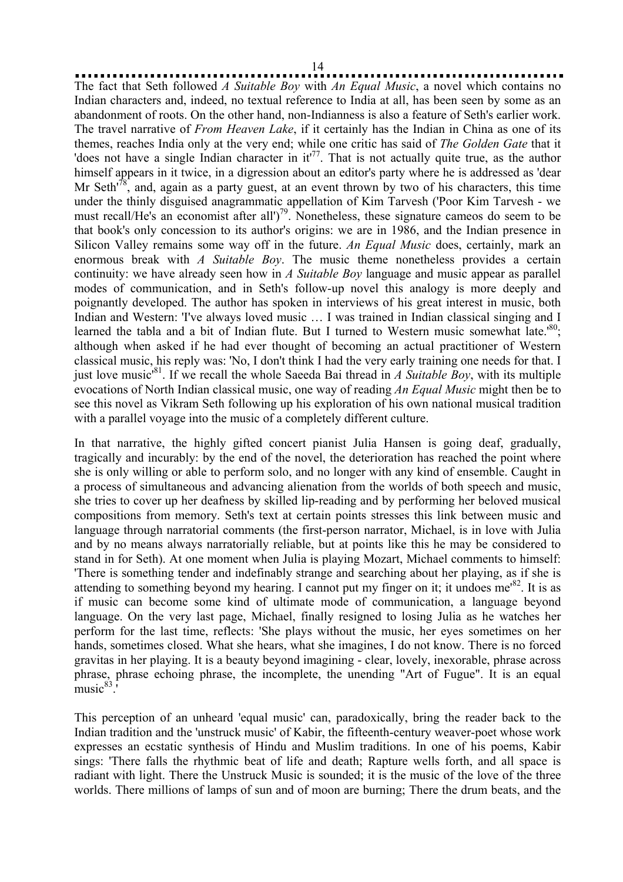The fact that Seth followed *A Suitable Boy* with *An Equal Music*, a novel which contains no Indian characters and, indeed, no textual reference to India at all, has been seen by some as an abandonment of roots. On the other hand, non-Indianness is also a feature of Seth's earlier work. The travel narrative of *From Heaven Lake*, if it certainly has the Indian in China as one of its themes, reaches India only at the very end; while one critic has said of *The Golden Gate* that it 'does not have a single Indian character in it'[77]. That is not actually quite true, as the author himself appears in it twice, in a digression about an editor's party where he is addressed as 'dear Mr Seth'[78], and, again as a party guest, at an event thrown by two of his characters, this time under the thinly disguised anagrammatic appellation of Kim Tarvesh ('Poor Kim Tarvesh - we must recall/He's an economist after all')[79]. Nonetheless, these signature cameos do seem to be that book's only concession to its author's origins: we are in 1986, and the Indian presence in Silicon Valley remains some way off in the future. *An Equal Music* does, certainly, mark an enormous break with *A Suitable Boy*. The music theme nonetheless provides a certain continuity: we have already seen how in *A Suitable Boy* language and music appear as parallel modes of communication, and in Seth's follow-up novel this analogy is more deeply and poignantly developed. The author has spoken in interviews of his great interest in music, both Indian and Western: 'I've always loved music … I was trained in Indian classical singing and I learned the tabla and a bit of Indian flute. But I turned to Western music somewhat late.'[80]; although when asked if he had ever thought of becoming an actual practitioner of Western classical music, his reply was: 'No, I don't think I had the very early training one needs for that. I just love music'[81]. If we recall the whole Saeeda Bai thread in *A Suitable Boy*, with its multiple evocations of North Indian classical music, one way of reading *An Equal Music* might then be to see this novel as Vikram Seth following up his exploration of his own national musical tradition with a parallel voyage into the music of a completely different culture.

In that narrative, the highly gifted concert pianist Julia Hansen is going deaf, gradually, tragically and incurably: by the end of the novel, the deterioration has reached the point where she is only willing or able to perform solo, and no longer with any kind of ensemble. Caught in a process of simultaneous and advancing alienation from the worlds of both speech and music, she tries to cover up her deafness by skilled lip-reading and by performing her beloved musical compositions from memory. Seth's text at certain points stresses this link between music and language through narratorial comments (the first-person narrator, Michael, is in love with Julia and by no means always narratorially reliable, but at points like this he may be considered to stand in for Seth). At one moment when Julia is playing Mozart, Michael comments to himself: 'There is something tender and indefinably strange and searching about her playing, as if she is attending to something beyond my hearing. I cannot put my finger on it; it undoes me'[82]. It is as if music can become some kind of ultimate mode of communication, a language beyond language. On the very last page, Michael, finally resigned to losing Julia as he watches her perform for the last time, reflects: 'She plays without the music, her eyes sometimes on her hands, sometimes closed. What she hears, what she imagines, I do not know. There is no forced gravitas in her playing. It is a beauty beyond imagining - clear, lovely, inexorable, phrase across phrase, phrase echoing phrase, the incomplete, the unending "Art of Fugue". It is an equal music[83].'

This perception of an unheard 'equal music' can, paradoxically, bring the reader back to the Indian tradition and the 'unstruck music' of Kabir, the fifteenth-century weaver-poet whose work expresses an ecstatic synthesis of Hindu and Muslim traditions. In one of his poems, Kabir sings: 'There falls the rhythmic beat of life and death; Rapture wells forth, and all space is radiant with light. There the Unstruck Music is sounded; it is the music of the love of the three worlds. There millions of lamps of sun and of moon are burning; There the drum beats, and the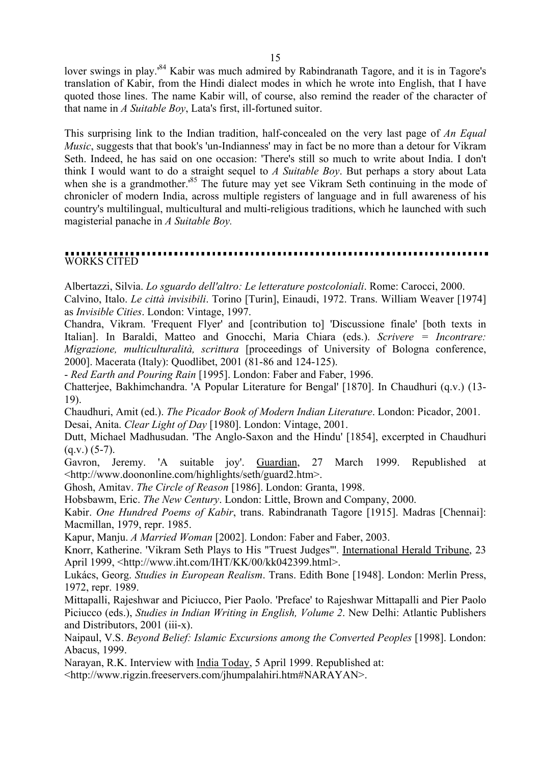lover swings in play.'[84] Kabir was much admired by Rabindranath Tagore, and it is in Tagore's translation of Kabir, from the Hindi dialect modes in which he wrote into English, that I have quoted those lines. The name Kabir will, of course, also remind the reader of the character of that name in *A Suitable Boy*, Lata's first, ill-fortuned suitor.

This surprising link to the Indian tradition, half-concealed on the very last page of *An Equal Music*, suggests that that book's 'un-Indianness' may in fact be no more than a detour for Vikram Seth. Indeed, he has said on one occasion: 'There's still so much to write about India. I don't think I would want to do a straight sequel to *A Suitable Boy*. But perhaps a story about Lata when she is a grandmother.'[85] The future may yet see Vikram Seth continuing in the mode of chronicler of modern India, across multiple registers of language and in full awareness of his country's multilingual, multicultural and multi-religious traditions, which he launched with such magisterial panache in *A Suitable Boy.*

## WORKS CITED

Albertazzi, Silvia. *Lo sguardo dell'altro: Le letterature postcoloniali*. Rome: Carocci, 2000.

Calvino, Italo. *Le città invisibili*. Torino [Turin], Einaudi, 1972. Trans. William Weaver [1974] as *Invisible Cities*. London: Vintage, 1997.

Chandra, Vikram. 'Frequent Flyer' and [contribution to] 'Discussione finale' [both texts in Italian]. In Baraldi, Matteo and Gnocchi, Maria Chiara (eds.). *Scrivere = Incontrare: Migrazione, multiculturalità, scrittura* [proceedings of University of Bologna conference, 2000]. Macerata (Italy): Quodlibet, 2001 (81-86 and 124-125).

- *Red Earth and Pouring Rain* [1995]. London: Faber and Faber, 1996.

Chatterjee, Bakhimchandra. 'A Popular Literature for Bengal' [1870]. In Chaudhuri (q.v.) (13-19).

Chaudhuri, Amit (ed.). *The Picador Book of Modern Indian Literature*. London: Picador, 2001.

Desai, Anita. *Clear Light of Day* [1980]. London: Vintage, 2001.

Dutt, Michael Madhusudan. 'The Anglo-Saxon and the Hindu' [1854], excerpted in Chaudhuri (q.v.) (5-7).

Gavron, Jeremy. 'A suitable joy'. Guardian, 27 March 1999. Republished at <http://www.doononline.com/highlights/seth/guard2.htm>.

Ghosh, Amitav. *The Circle of Reason* [1986]. London: Granta, 1998.

Hobsbawm, Eric. *The New Century*. London: Little, Brown and Company, 2000.

Kabir. *One Hundred Poems of Kabir*, trans. Rabindranath Tagore [1915]. Madras [Chennai]: Macmillan, 1979, repr. 1985.

Kapur, Manju. *A Married Woman* [2002]. London: Faber and Faber, 2003.

Knorr, Katherine. 'Vikram Seth Plays to His "Truest Judges"'. International Herald Tribune, 23 April 1999, <http://www.iht.com/IHT/KK/00/kk042399.html>.

Lukács, Georg. *Studies in European Realism*. Trans. Edith Bone [1948]. London: Merlin Press, 1972, repr. 1989.

Mittapalli, Rajeshwar and Piciucco, Pier Paolo. 'Preface' to Rajeshwar Mittapalli and Pier Paolo Piciucco (eds.), *Studies in Indian Writing in English, Volume 2*. New Delhi: Atlantic Publishers and Distributors, 2001 (iii-x).

Naipaul, V.S. *Beyond Belief: Islamic Excursions among the Converted Peoples* [1998]. London: Abacus, 1999.

Narayan, R.K. Interview with India Today, 5 April 1999. Republished at: <http://www.rigzin.freeservers.com/jhumpalahiri.htm#NARAYAN>.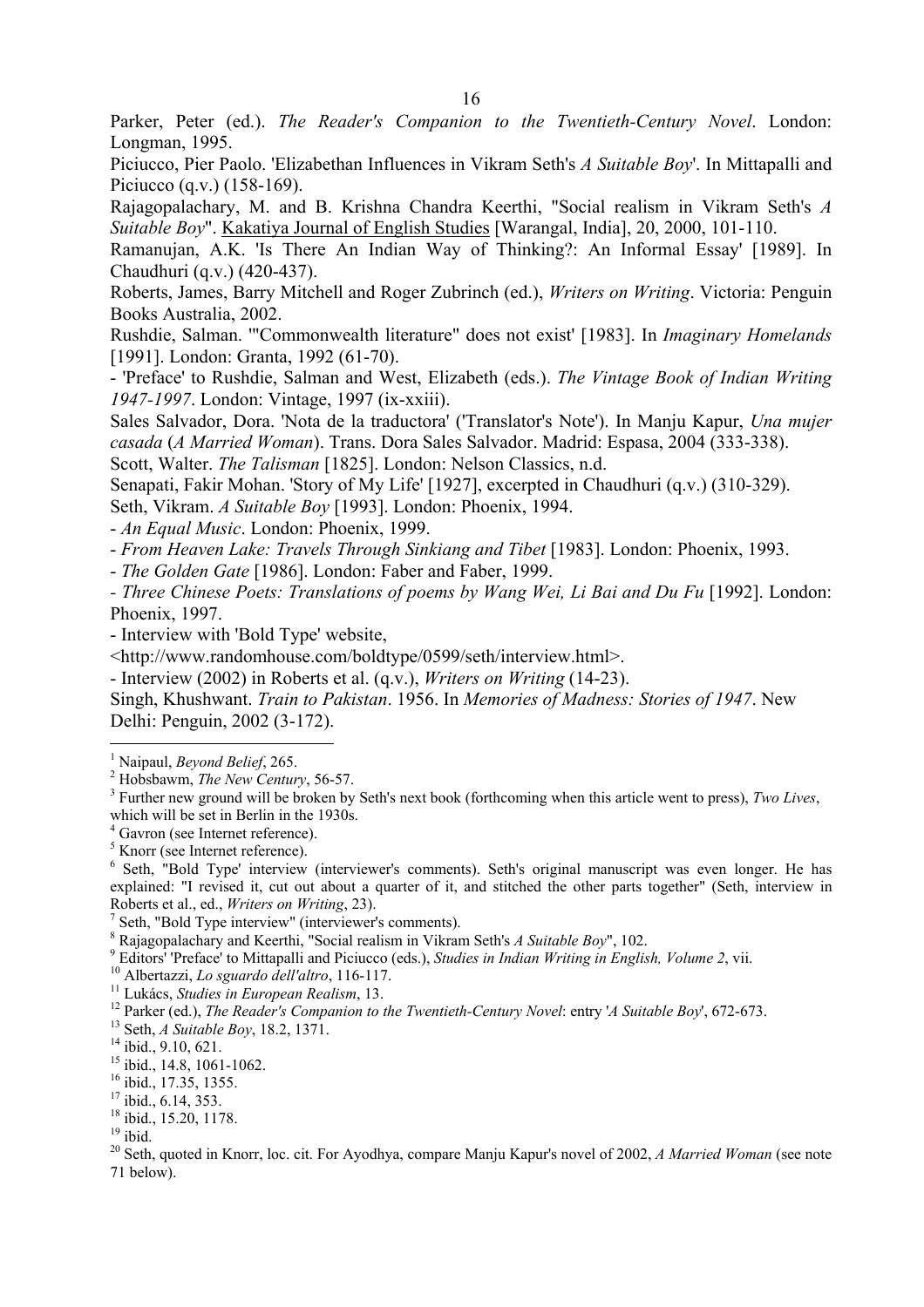Parker, Peter (ed.). *The Reader's Companion to the Twentieth-Century Novel*. London: Longman, 1995.

Piciucco, Pier Paolo. 'Elizabethan Influences in Vikram Seth's *A Suitable Boy*'. In Mittapalli and Piciucco (q.v.) (158-169).

Rajagopalachary, M. and B. Krishna Chandra Keerthi, "Social realism in Vikram Seth's *A Suitable Boy*". Kakatiya Journal of English Studies [Warangal, India], 20, 2000, 101-110.

Ramanujan, A.K. 'Is There An Indian Way of Thinking?: An Informal Essay' [1989]. In Chaudhuri (q.v.) (420-437).

Roberts, James, Barry Mitchell and Roger Zubrinch (ed.), *Writers on Writing*. Victoria: Penguin Books Australia, 2002.

Rushdie, Salman. '"Commonwealth literature" does not exist' [1983]. In *Imaginary Homelands* [1991]. London: Granta, 1992 (61-70).

- 'Preface' to Rushdie, Salman and West, Elizabeth (eds.). *The Vintage Book of Indian Writing 1947-1997*. London: Vintage, 1997 (ix-xxiii).

Sales Salvador, Dora. 'Nota de la traductora' ('Translator's Note'). In Manju Kapur, *Una mujer casada* (*A Married Woman*). Trans. Dora Sales Salvador. Madrid: Espasa, 2004 (333-338).

Scott, Walter. *The Talisman* [1825]. London: Nelson Classics, n.d.

Senapati, Fakir Mohan. 'Story of My Life' [1927], excerpted in Chaudhuri (q.v.) (310-329).

Seth, Vikram. *A Suitable Boy* [1993]. London: Phoenix, 1994.

- *An Equal Music*. London: Phoenix, 1999.

- *From Heaven Lake: Travels Through Sinkiang and Tibet* [1983]. London: Phoenix, 1993.

- *The Golden Gate* [1986]. London: Faber and Faber, 1999.

- *Three Chinese Poets: Translations of poems by Wang Wei, Li Bai and Du Fu* [1992]. London: Phoenix, 1997.

- Interview with 'Bold Type' website, <http://www.randomhouse.com/boldtype/0599/seth/interview.html>.

- Interview (2002) in Roberts et al. (q.v.), *Writers on Writing* (14-23).

Singh, Khushwant. *Train to Pakistan*. 1956. In *Memories of Madness: Stories of 1947*. New Delhi: Penguin, 2002 (3-172).

---

[1] Naipaul, *Beyond Belief*, 265.

[2] Hobsbawm, *The New Century*, 56-57.

[3] Further new ground will be broken by Seth's next book (forthcoming when this article went to press), *Two Lives*, which will be set in Berlin in the 1930s.

[4] Gavron (see Internet reference).

[5] Knorr (see Internet reference).

[6] Seth, "Bold Type" interview (interviewer's comments). Seth's original manuscript was even longer. He has explained: "I revised it, cut out about a quarter of it, and stitched the other parts together" (Seth, interview in Roberts et al., ed., *Writers on Writing*, 23).

[7] Seth, "Bold Type interview" (interviewer's comments).

[8] Rajagopalachary and Keerthi, "Social realism in Vikram Seth's *A Suitable Boy*", 102.

[9] Editors' 'Preface' to Mittapalli and Piciucco (eds.), *Studies in Indian Writing in English, Volume 2*, vii.

[10] Albertazzi, *Lo sguardo dell'altro*, 116-117.

[11] Lukács, *Studies in European Realism*, 13.

[12] Parker (ed.), *The Reader's Companion to the Twentieth-Century Novel*: entry '*A Suitable Boy*', 672-673.

[13] Seth, *A Suitable Boy*, 18.2, 1371.

[14] ibid., 9.10, 621.

[15] ibid., 14.8, 1061-1062.

[16] ibid., 17.35, 1355.

[17] ibid., 6.14, 353.

[18] ibid., 15.20, 1178.

[19] ibid.

[20] Seth, quoted in Knorr, loc. cit. For Ayodhya, compare Manju Kapur's novel of 2002, *A Married Woman* (see note 71 below).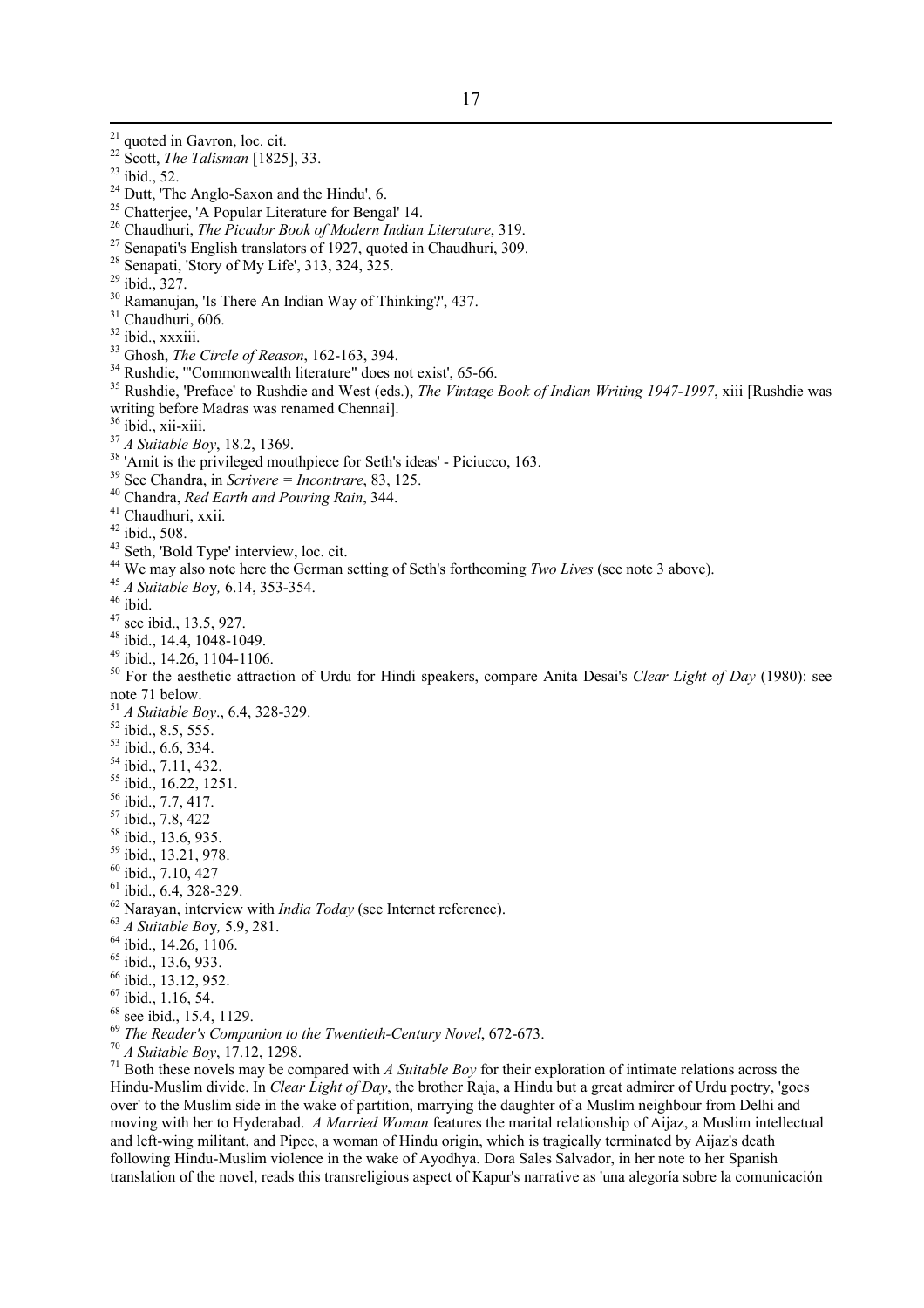[21] quoted in Gavron, loc. cit.
[22] Scott, *The Talisman* [1825], 33.
[23] ibid., 52.
[24] Dutt, 'The Anglo-Saxon and the Hindu', 6.
[25] Chatterjee, 'A Popular Literature for Bengal' 14.
[26] Chaudhuri, *The Picador Book of Modern Indian Literature*, 319.
[27] Senapati's English translators of 1927, quoted in Chaudhuri, 309.
[28] Senapati, 'Story of My Life', 313, 324, 325.
[29] ibid., 327.
[30] Ramanujan, 'Is There An Indian Way of Thinking?', 437.
[31] Chaudhuri, 606.
[32] ibid., xxxiii.
[33] Ghosh, *The Circle of Reason*, 162-163, 394.
[34] Rushdie, '"Commonwealth literature" does not exist', 65-66.
[35] Rushdie, 'Preface' to Rushdie and West (eds.), *The Vintage Book of Indian Writing 1947-1997*, xiii [Rushdie was writing before Madras was renamed Chennai].
[36] ibid., xii-xiii.
[37] *A Suitable Boy*, 18.2, 1369.
[38] 'Amit is the privileged mouthpiece for Seth's ideas' - Piciucco, 163.
[39] See Chandra, in *Scrivere = Incontrare*, 83, 125.
[40] Chandra, *Red Earth and Pouring Rain*, 344.
[41] Chaudhuri, xxii.
[42] ibid., 508.
[43] Seth, 'Bold Type' interview, loc. cit.
[44] We may also note here the German setting of Seth's forthcoming *Two Lives* (see note 3 above).
[45] *A Suitable Boy,* 6.14, 353-354.
[46] ibid.
[47] see ibid., 13.5, 927.
[48] ibid., 14.4, 1048-1049.
[49] ibid., 14.26, 1104-1106.
[50] For the aesthetic attraction of Urdu for Hindi speakers, compare Anita Desai's *Clear Light of Day* (1980): see note 71 below.
[51] *A Suitable Boy*., 6.4, 328-329.
[52] ibid., 8.5, 555.
[53] ibid., 6.6, 334.
[54] ibid., 7.11, 432.
[55] ibid., 16.22, 1251.
[56] ibid., 7.7, 417.
[57] ibid., 7.8, 422
[58] ibid., 13.6, 935.
[59] ibid., 13.21, 978.
[60] ibid., 7.10, 427
[61] ibid., 6.4, 328-329.
[62] Narayan, interview with *India Today* (see Internet reference).
[63] *A Suitable Boy,* 5.9, 281.
[64] ibid., 14.26, 1106.
[65] ibid., 13.6, 933.
[66] ibid., 13.12, 952.
[67] ibid., 1.16, 54.
[68] see ibid., 15.4, 1129.
[69] *The Reader's Companion to the Twentieth-Century Novel*, 672-673.
[70] *A Suitable Boy*, 17.12, 1298.
[71] Both these novels may be compared with *A Suitable Boy* for their exploration of intimate relations across the Hindu-Muslim divide. In *Clear Light of Day*, the brother Raja, a Hindu but a great admirer of Urdu poetry, 'goes over' to the Muslim side in the wake of partition, marrying the daughter of a Muslim neighbour from Delhi and moving with her to Hyderabad. *A Married Woman* features the marital relationship of Aijaz, a Muslim intellectual and left-wing militant, and Pipee, a woman of Hindu origin, which is tragically terminated by Aijaz's death following Hindu-Muslim violence in the wake of Ayodhya. Dora Sales Salvador, in her note to her Spanish translation of the novel, reads this transreligious aspect of Kapur's narrative as 'una alegoría sobre la comunicación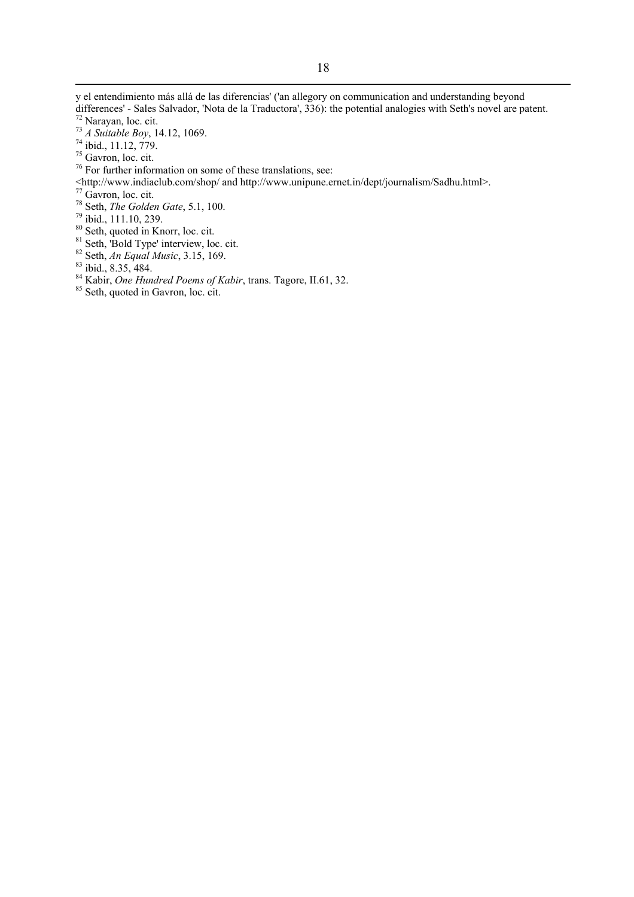y el entendimiento más allá de las diferencias' ('an allegory on communication and understanding beyond differences' - Sales Salvador, 'Nota de la Traductora', 336): the potential analogies with Seth's novel are patent.

[72] Narayan, loc. cit.

[73] *A Suitable Boy*, 14.12, 1069.

[74] ibid., 11.12, 779.

[75] Gavron, loc. cit.

[76] For further information on some of these translations, see: <http://www.indiaclub.com/shop/ and http://www.unipune.ernet.in/dept/journalism/Sadhu.html>.

[77] Gavron, loc. cit.

[78] Seth, *The Golden Gate*, 5.1, 100.

[79] ibid., 111.10, 239.

[80] Seth, quoted in Knorr, loc. cit.

[81] Seth, 'Bold Type' interview, loc. cit.

[82] Seth, *An Equal Music*, 3.15, 169.

[83] ibid., 8.35, 484.

[84] Kabir, *One Hundred Poems of Kabir*, trans. Tagore, II.61, 32.

[85] Seth, quoted in Gavron, loc. cit.